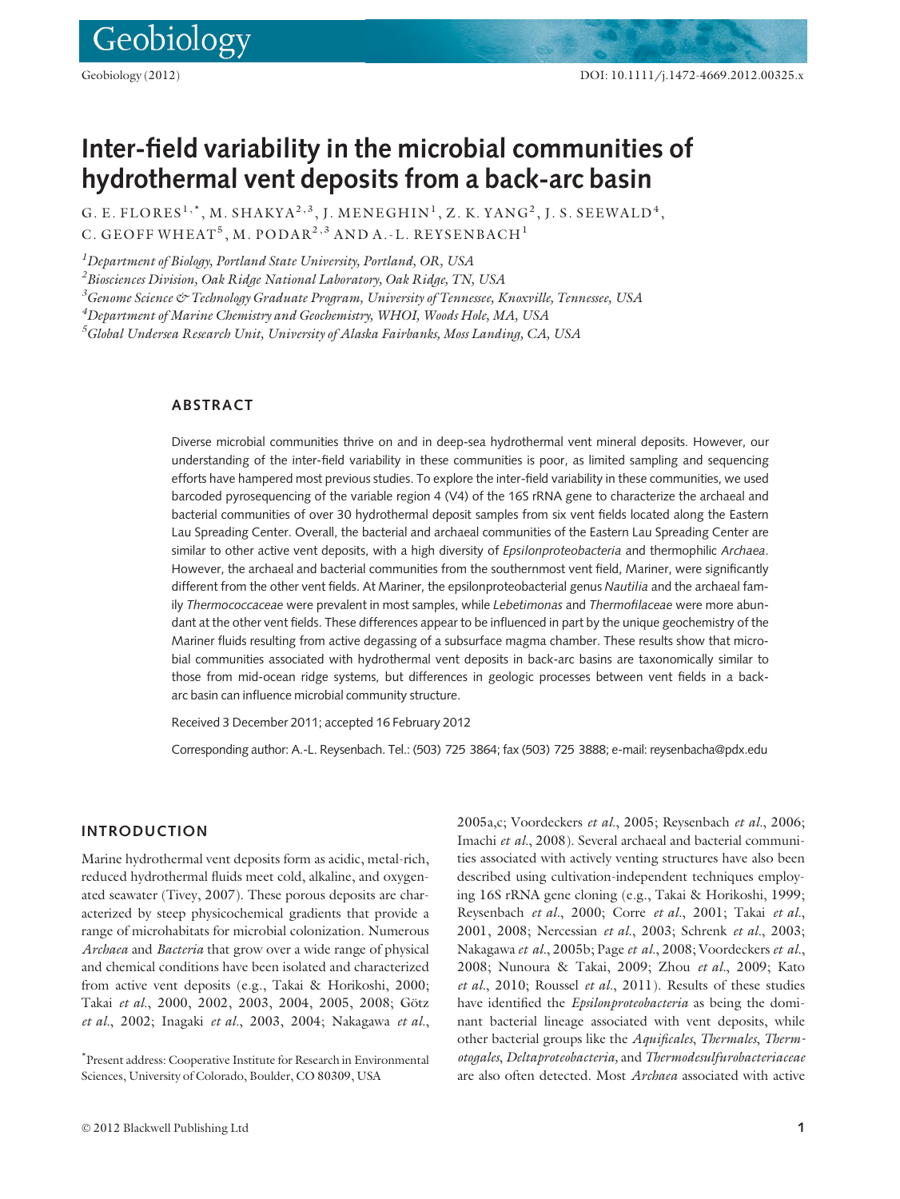# Inter-field variability in the microbial communities of hydrothermal vent deposits from a back-arc basin

G. E. FLORES[1,*], M. SHAKYA[2,3], J. MENEGHIN[1], Z. K. YANG[2], J. S. SEEWALD[4], C. GEOFF WHEAT[5], M. PODAR[2,3] AND A.-L. REYSENBACH[1]

[1]*Department of Biology, Portland State University, Portland, OR, USA*

[2]*Biosciences Division, Oak Ridge National Laboratory, Oak Ridge, TN, USA*

[3]*Genome Science & Technology Graduate Program, University of Tennessee, Knoxville, Tennessee, USA*

[4]*Department of Marine Chemistry and Geochemistry, WHOI, Woods Hole, MA, USA*

[5]*Global Undersea Research Unit, University of Alaska Fairbanks, Moss Landing, CA, USA*

## ABSTRACT

Diverse microbial communities thrive on and in deep-sea hydrothermal vent mineral deposits. However, our understanding of the inter-field variability in these communities is poor, as limited sampling and sequencing efforts have hampered most previous studies. To explore the inter-field variability in these communities, we used barcoded pyrosequencing of the variable region 4 (V4) of the 16S rRNA gene to characterize the archaeal and bacterial communities of over 30 hydrothermal deposit samples from six vent fields located along the Eastern Lau Spreading Center. Overall, the bacterial and archaeal communities of the Eastern Lau Spreading Center are similar to other active vent deposits, with a high diversity of *Epsilonproteobacteria* and thermophilic *Archaea*. However, the archaeal and bacterial communities from the southernmost vent field, Mariner, were significantly different from the other vent fields. At Mariner, the epsilonproteobacterial genus *Nautilia* and the archaeal family *Thermococcaceae* were prevalent in most samples, while *Lebetimonas* and *Thermofilaceae* were more abundant at the other vent fields. These differences appear to be influenced in part by the unique geochemistry of the Mariner fluids resulting from active degassing of a subsurface magma chamber. These results show that microbial communities associated with hydrothermal vent deposits in back-arc basins are taxonomically similar to those from mid-ocean ridge systems, but differences in geologic processes between vent fields in a back-arc basin can influence microbial community structure.

Received 3 December 2011; accepted 16 February 2012

Corresponding author: A.-L. Reysenbach. Tel.: (503) 725 3864; fax (503) 725 3888; e-mail: reysenbacha@pdx.edu

## INTRODUCTION

Marine hydrothermal vent deposits form as acidic, metal-rich, reduced hydrothermal fluids meet cold, alkaline, and oxygenated seawater (Tivey, 2007). These porous deposits are characterized by steep physicochemical gradients that provide a range of microhabitats for microbial colonization. Numerous *Archaea* and *Bacteria* that grow over a wide range of physical and chemical conditions have been isolated and characterized from active vent deposits (e.g., Takai & Horikoshi, 2000; Takai *et al.*, 2000, 2002, 2003, 2004, 2005, 2008; Götz *et al.*, 2002; Inagaki *et al.*, 2003, 2004; Nakagawa *et al.*, 2005a,c; Voordeckers *et al.*, 2005; Reysenbach *et al.*, 2006; Imachi *et al.*, 2008). Several archaeal and bacterial communities associated with actively venting structures have also been described using cultivation-independent techniques employing 16S rRNA gene cloning (e.g., Takai & Horikoshi, 1999; Reysenbach *et al.*, 2000; Corre *et al.*, 2001; Takai *et al.*, 2001, 2008; Nercessian *et al.*, 2003; Schrenk *et al.*, 2003; Nakagawa *et al.*, 2005b; Page *et al.*, 2008; Voordeckers *et al.*, 2008; Nunoura & Takai, 2009; Zhou *et al.*, 2009; Kato *et al.*, 2010; Roussel *et al.*, 2011). Results of these studies have identified the *Epsilonproteobacteria* as being the dominant bacterial lineage associated with vent deposits, while other bacterial groups like the *Aquificales*, *Thermales*, *Thermotogales*, *Deltaproteobacteria*, and *Thermodesulfurobacteriaceae* are also often detected. Most *Archaea* associated with active

*Present address: Cooperative Institute for Research in Environmental Sciences, University of Colorado, Boulder, CO 80309, USA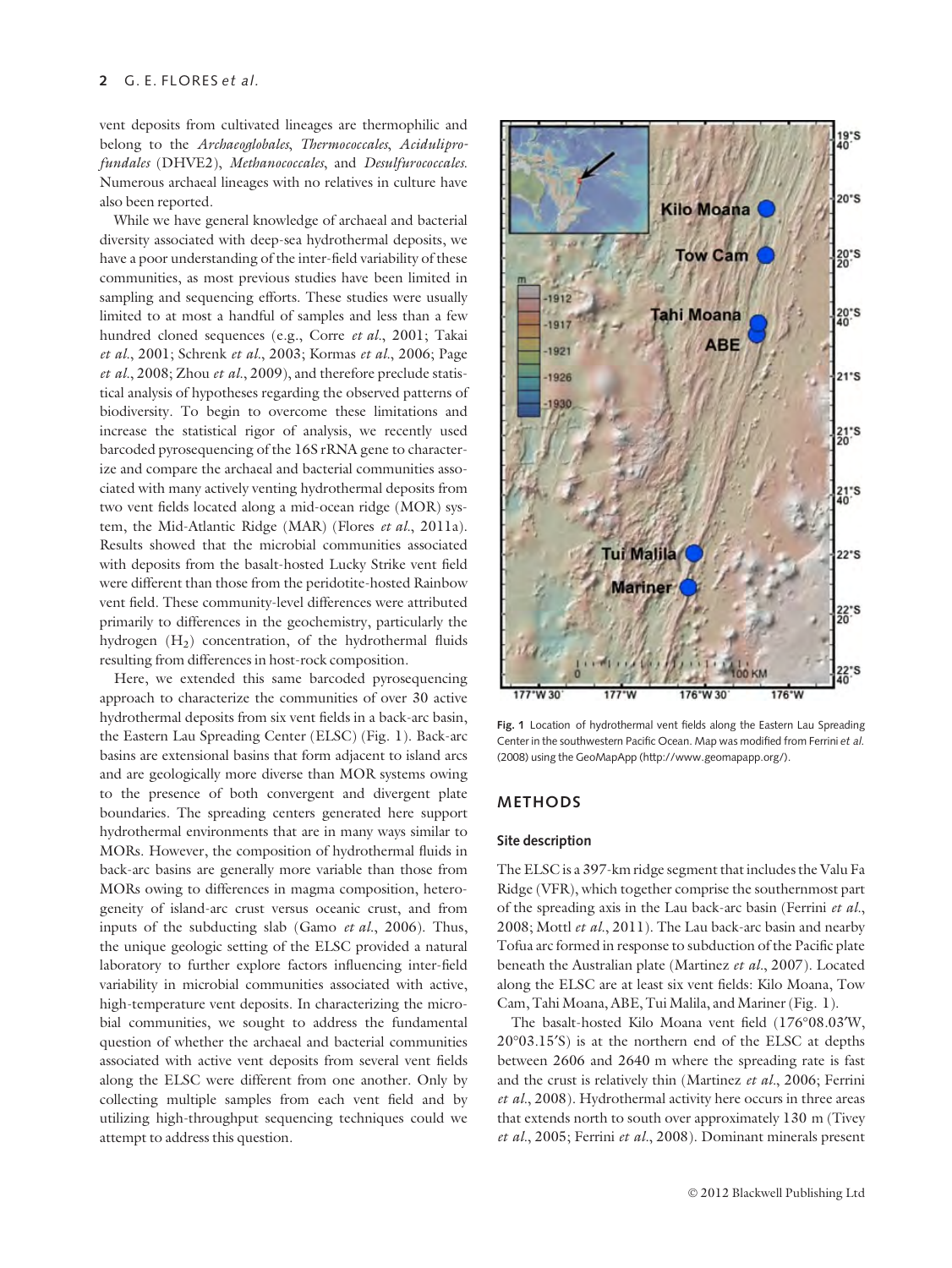vent deposits from cultivated lineages are thermophilic and belong to the *Archaeoglobales*, *Thermococcales*, *Aciduliprofundales* (DHVE2), *Methanococcales*, and *Desulfurococcales*. Numerous archaeal lineages with no relatives in culture have also been reported.

While we have general knowledge of archaeal and bacterial diversity associated with deep-sea hydrothermal deposits, we have a poor understanding of the inter-field variability of these communities, as most previous studies have been limited in sampling and sequencing efforts. These studies were usually limited to at most a handful of samples and less than a few hundred cloned sequences (e.g., Corre *et al.*, 2001; Takai *et al.*, 2001; Schrenk *et al.*, 2003; Kormas *et al.*, 2006; Page *et al.*, 2008; Zhou *et al.*, 2009), and therefore preclude statistical analysis of hypotheses regarding the observed patterns of biodiversity. To begin to overcome these limitations and increase the statistical rigor of analysis, we recently used barcoded pyrosequencing of the 16S rRNA gene to characterize and compare the archaeal and bacterial communities associated with many actively venting hydrothermal deposits from two vent fields located along a mid-ocean ridge (MOR) system, the Mid-Atlantic Ridge (MAR) (Flores *et al.*, 2011a). Results showed that the microbial communities associated with deposits from the basalt-hosted Lucky Strike vent field were different than those from the peridotite-hosted Rainbow vent field. These community-level differences were attributed primarily to differences in the geochemistry, particularly the hydrogen ($H_2$) concentration, of the hydrothermal fluids resulting from differences in host-rock composition.

Here, we extended this same barcoded pyrosequencing approach to characterize the communities of over 30 active hydrothermal deposits from six vent fields in a back-arc basin, the Eastern Lau Spreading Center (ELSC) (Fig. 1). Back-arc basins are extensional basins that form adjacent to island arcs and are geologically more diverse than MOR systems owing to the presence of both convergent and divergent plate boundaries. The spreading centers generated here support hydrothermal environments that are in many ways similar to MORs. However, the composition of hydrothermal fluids in back-arc basins are generally more variable than those from MORs owing to differences in magma composition, heterogeneity of island-arc crust versus oceanic crust, and from inputs of the subducting slab (Gamo *et al.*, 2006). Thus, the unique geologic setting of the ELSC provided a natural laboratory to further explore factors influencing inter-field variability in microbial communities associated with active, high-temperature vent deposits. In characterizing the microbial communities, we sought to address the fundamental question of whether the archaeal and bacterial communities associated with active vent deposits from several vent fields along the ELSC were different from one another. Only by collecting multiple samples from each vent field and by utilizing high-throughput sequencing techniques could we attempt to address this question.

**Fig. 1** Location of hydrothermal vent fields along the Eastern Lau Spreading Center in the southwestern Pacific Ocean. Map was modified from Ferrini *et al.* (2008) using the GeoMapApp (http://www.geomapapp.org/).

## METHODS

### Site description

The ELSC is a 397-km ridge segment that includes the Valu Fa Ridge (VFR), which together comprise the southernmost part of the spreading axis in the Lau back-arc basin (Ferrini *et al.*, 2008; Mottl *et al.*, 2011). The Lau back-arc basin and nearby Tofua arc formed in response to subduction of the Pacific plate beneath the Australian plate (Martinez *et al.*, 2007). Located along the ELSC are at least six vent fields: Kilo Moana, Tow Cam, Tahi Moana, ABE, Tui Malila, and Mariner (Fig. 1).

The basalt-hosted Kilo Moana vent field (176°08.03′W, 20°03.15′S) is at the northern end of the ELSC at depths between 2606 and 2640 m where the spreading rate is fast and the crust is relatively thin (Martinez *et al.*, 2006; Ferrini *et al.*, 2008). Hydrothermal activity here occurs in three areas that extends north to south over approximately 130 m (Tivey *et al.*, 2005; Ferrini *et al.*, 2008). Dominant minerals present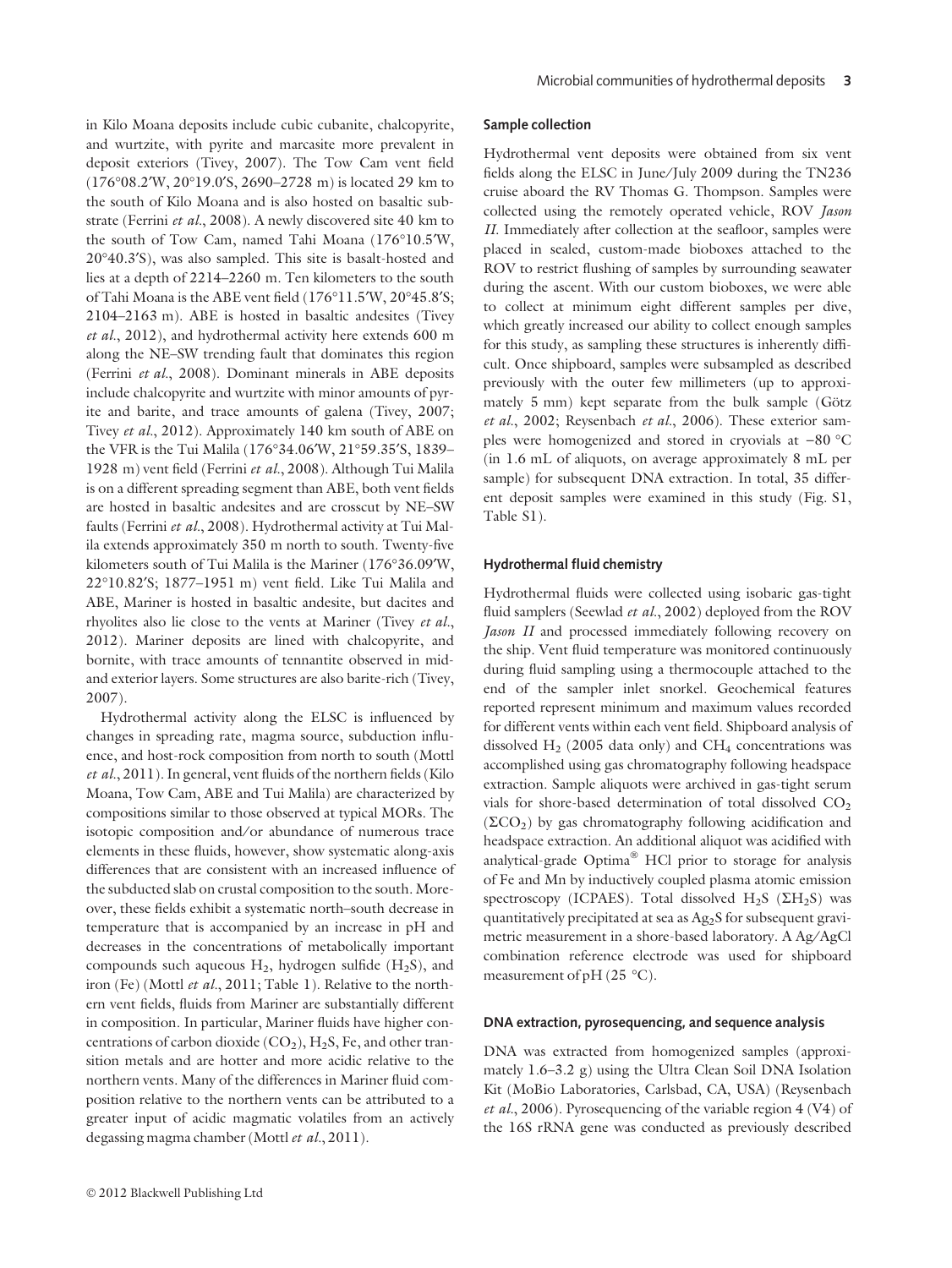in Kilo Moana deposits include cubic cubanite, chalcopyrite, and wurtzite, with pyrite and marcasite more prevalent in deposit exteriors (Tivey, 2007). The Tow Cam vent field (176°08.2′W, 20°19.0′S, 2690–2728 m) is located 29 km to the south of Kilo Moana and is also hosted on basaltic substrate (Ferrini *et al.*, 2008). A newly discovered site 40 km to the south of Tow Cam, named Tahi Moana (176°10.5′W, 20°40.3′S), was also sampled. This site is basalt-hosted and lies at a depth of 2214–2260 m. Ten kilometers to the south of Tahi Moana is the ABE vent field (176°11.5′W, 20°45.8′S; 2104–2163 m). ABE is hosted in basaltic andesites (Tivey *et al.*, 2012), and hydrothermal activity here extends 600 m along the NE–SW trending fault that dominates this region (Ferrini *et al.*, 2008). Dominant minerals in ABE deposits include chalcopyrite and wurtzite with minor amounts of pyrite and barite, and trace amounts of galena (Tivey, 2007; Tivey *et al.*, 2012). Approximately 140 km south of ABE on the VFR is the Tui Malila (176°34.06′W, 21°59.35′S, 1839–1928 m) vent field (Ferrini *et al.*, 2008). Although Tui Malila is on a different spreading segment than ABE, both vent fields are hosted in basaltic andesites and are crosscut by NE–SW faults (Ferrini *et al.*, 2008). Hydrothermal activity at Tui Malila extends approximately 350 m north to south. Twenty-five kilometers south of Tui Malila is the Mariner (176°36.09′W, 22°10.82′S; 1877–1951 m) vent field. Like Tui Malila and ABE, Mariner is hosted in basaltic andesite, but dacites and rhyolites also lie close to the vents at Mariner (Tivey *et al.*, 2012). Mariner deposits are lined with chalcopyrite, and bornite, with trace amounts of tennantite observed in mid- and exterior layers. Some structures are also barite-rich (Tivey, 2007).

Hydrothermal activity along the ELSC is influenced by changes in spreading rate, magma source, subduction influence, and host-rock composition from north to south (Mottl *et al.*, 2011). In general, vent fluids of the northern fields (Kilo Moana, Tow Cam, ABE and Tui Malila) are characterized by compositions similar to those observed at typical MORs. The isotopic composition and/or abundance of numerous trace elements in these fluids, however, show systematic along-axis differences that are consistent with an increased influence of the subducted slab on crustal composition to the south. Moreover, these fields exhibit a systematic north–south decrease in temperature that is accompanied by an increase in pH and decreases in the concentrations of metabolically important compounds such aqueous $H_2$, hydrogen sulfide ($H_2S$), and iron (Fe) (Mottl *et al.*, 2011; Table 1). Relative to the northern vent fields, fluids from Mariner are substantially different in composition. In particular, Mariner fluids have higher concentrations of carbon dioxide ($CO_2$), $H_2S$, Fe, and other transition metals and are hotter and more acidic relative to the northern vents. Many of the differences in Mariner fluid composition relative to the northern vents can be attributed to a greater input of acidic magmatic volatiles from an actively degassing magma chamber (Mottl *et al.*, 2011).

### Sample collection

Hydrothermal vent deposits were obtained from six vent fields along the ELSC in June/July 2009 during the TN236 cruise aboard the RV Thomas G. Thompson. Samples were collected using the remotely operated vehicle, ROV *Jason II*. Immediately after collection at the seafloor, samples were placed in sealed, custom-made bioboxes attached to the ROV to restrict flushing of samples by surrounding seawater during the ascent. With our custom bioboxes, we were able to collect at minimum eight different samples per dive, which greatly increased our ability to collect enough samples for this study, as sampling these structures is inherently difficult. Once shipboard, samples were subsampled as described previously with the outer few millimeters (up to approximately 5 mm) kept separate from the bulk sample (Götz *et al.*, 2002; Reysenbach *et al.*, 2006). These exterior samples were homogenized and stored in cryovials at −80 °C (in 1.6 mL of aliquots, on average approximately 8 mL per sample) for subsequent DNA extraction. In total, 35 different deposit samples were examined in this study (Fig. S1, Table S1).

### Hydrothermal fluid chemistry

Hydrothermal fluids were collected using isobaric gas-tight fluid samplers (Seewald *et al.*, 2002) deployed from the ROV *Jason II* and processed immediately following recovery on the ship. Vent fluid temperature was monitored continuously during fluid sampling using a thermocouple attached to the end of the sampler inlet snorkel. Geochemical features reported represent minimum and maximum values recorded for different vents within each vent field. Shipboard analysis of dissolved $H_2$ (2005 data only) and $CH_4$ concentrations was accomplished using gas chromatography following headspace extraction. Sample aliquots were archived in gas-tight serum vials for shore-based determination of total dissolved $CO_2$ ($\Sigma CO_2$) by gas chromatography following acidification and headspace extraction. An additional aliquot was acidified with analytical-grade Optima® HCl prior to storage for analysis of Fe and Mn by inductively coupled plasma atomic emission spectroscopy (ICPAES). Total dissolved $H_2S$ ($\Sigma H_2S$) was quantitatively precipitated at sea as $Ag_2S$ for subsequent gravimetric measurement in a shore-based laboratory. A Ag/AgCl combination reference electrode was used for shipboard measurement of pH (25 °C).

### DNA extraction, pyrosequencing, and sequence analysis

DNA was extracted from homogenized samples (approximately 1.6–3.2 g) using the Ultra Clean Soil DNA Isolation Kit (MoBio Laboratories, Carlsbad, CA, USA) (Reysenbach *et al.*, 2006). Pyrosequencing of the variable region 4 (V4) of the 16S rRNA gene was conducted as previously described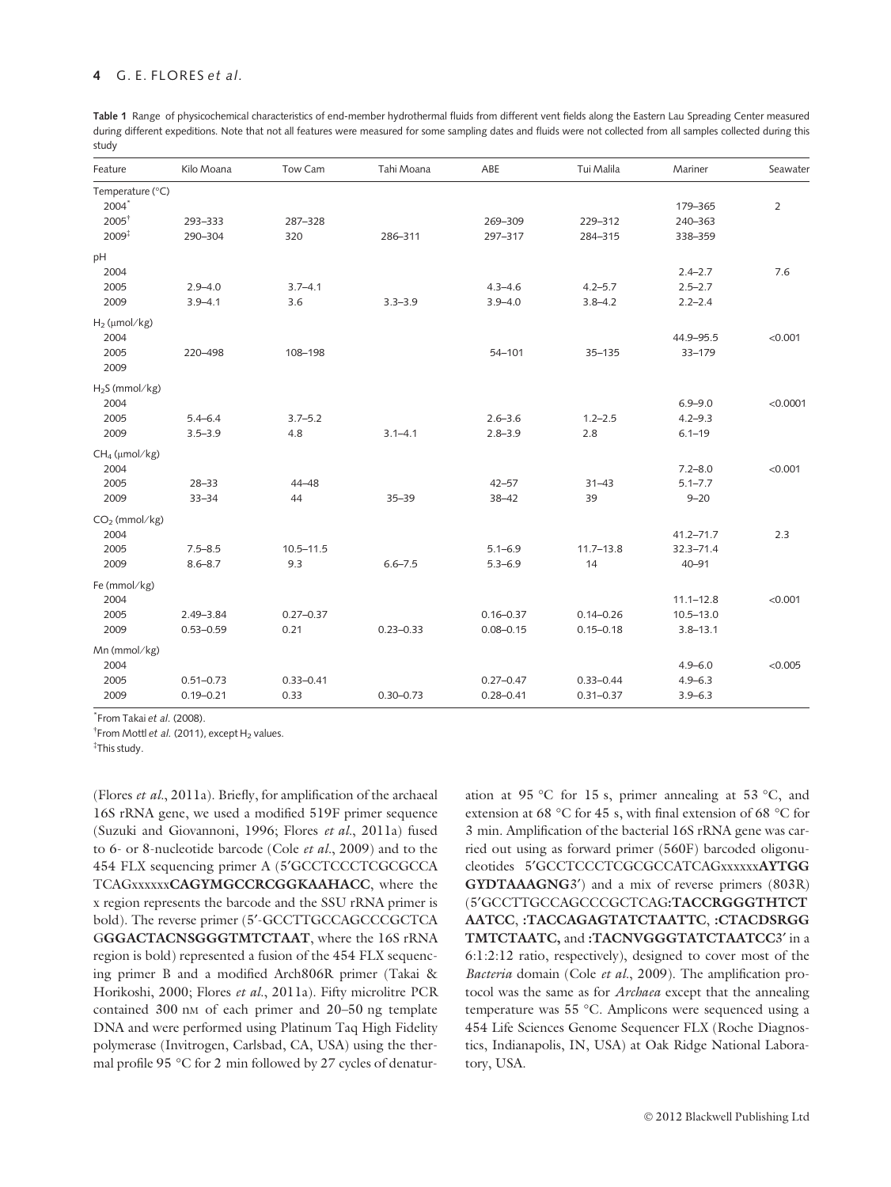**Table 1** Range of physicochemical characteristics of end-member hydrothermal fluids from different vent fields along the Eastern Lau Spreading Center measured during different expeditions. Note that not all features were measured for some sampling dates and fluids were not collected from all samples collected during this study

| Feature | Kilo Moana | Tow Cam | Tahi Moana | ABE | Tui Malila | Mariner | Seawater |
|---|---|---|---|---|---|---|---|
| Temperature (°C) | | | | | | | |
| 2004* | | | | | | 179–365 | 2 |
| 2005† | 293–333 | 287–328 | | 269–309 | 229–312 | 240–363 | |
| 2009‡ | 290–304 | 320 | 286–311 | 297–317 | 284–315 | 338–359 | |
| pH | | | | | | | |
| 2004 | | | | | | 2.4–2.7 | 7.6 |
| 2005 | 2.9–4.0 | 3.7–4.1 | | 4.3–4.6 | 4.2–5.7 | 2.5–2.7 | |
| 2009 | 3.9–4.1 | 3.6 | 3.3–3.9 | 3.9–4.0 | 3.8–4.2 | 2.2–2.4 | |
| $H_2$ (μmol/kg) | | | | | | | |
| 2004 | | | | | | 44.9–95.5 | <0.001 |
| 2005 | 220–498 | 108–198 | | 54–101 | 35–135 | 33–179 | |
| 2009 | | | | | | | |
| $H_2S$ (mmol/kg) | | | | | | | |
| 2004 | | | | | | 6.9–9.0 | <0.0001 |
| 2005 | 5.4–6.4 | 3.7–5.2 | | 2.6–3.6 | 1.2–2.5 | 4.2–9.3 | |
| 2009 | 3.5–3.9 | 4.8 | 3.1–4.1 | 2.8–3.9 | 2.8 | 6.1–19 | |
| $CH_4$ (μmol/kg) | | | | | | | |
| 2004 | | | | | | 7.2–8.0 | <0.001 |
| 2005 | 28–33 | 44–48 | | 42–57 | 31–43 | 5.1–7.7 | |
| 2009 | 33–34 | 44 | 35–39 | 38–42 | 39 | 9–20 | |
| $CO_2$ (mmol/kg) | | | | | | | |
| 2004 | | | | | | 41.2–71.7 | 2.3 |
| 2005 | 7.5–8.5 | 10.5–11.5 | | 5.1–6.9 | 11.7–13.8 | 32.3–71.4 | |
| 2009 | 8.6–8.7 | 9.3 | 6.6–7.5 | 5.3–6.9 | 14 | 40–91 | |
| Fe (mmol/kg) | | | | | | | |
| 2004 | | | | | | 11.1–12.8 | <0.001 |
| 2005 | 2.49–3.84 | 0.27–0.37 | | 0.16–0.37 | 0.14–0.26 | 10.5–13.0 | |
| 2009 | 0.53–0.59 | 0.21 | 0.23–0.33 | 0.08–0.15 | 0.15–0.18 | 3.8–13.1 | |
| Mn (mmol/kg) | | | | | | | |
| 2004 | | | | | | 4.9–6.0 | <0.005 |
| 2005 | 0.51–0.73 | 0.33–0.41 | | 0.27–0.47 | 0.33–0.44 | 4.9–6.3 | |
| 2009 | 0.19–0.21 | 0.33 | 0.30–0.73 | 0.28–0.41 | 0.31–0.37 | 3.9–6.3 | |

*From Takai *et al.* (2008).
†From Mottl *et al.* (2011), except $H_2$ values.
‡This study.

(Flores *et al.*, 2011a). Briefly, for amplification of the archaeal 16S rRNA gene, we used a modified 519F primer sequence (Suzuki and Giovannoni, 1996; Flores *et al.*, 2011a) fused to 6- or 8-nucleotide barcode (Cole *et al.*, 2009) and to the 454 FLX sequencing primer A (5′GCCTCCCTCGCGCCA TCAGxxxxxx**CAGYMGCCRCGGKAAHACC**, where the x region represents the barcode and the SSU rRNA primer is bold). The reverse primer (5′-GCCTTGCCAGCCCGCTCA G**GGACTACNSGGGTMTCTAAT**, where the 16S rRNA region is bold) represented a fusion of the 454 FLX sequencing primer B and a modified Arch806R primer (Takai & Horikoshi, 2000; Flores *et al.*, 2011a). Fifty microlitre PCR contained 300 nM of each primer and 20–50 ng template DNA and were performed using Platinum Taq High Fidelity polymerase (Invitrogen, Carlsbad, CA, USA) using the thermal profile 95 °C for 2 min followed by 27 cycles of denaturation at 95 °C for 15 s, primer annealing at 53 °C, and extension at 68 °C for 45 s, with final extension of 68 °C for 3 min. Amplification of the bacterial 16S rRNA gene was carried out using as forward primer (560F) barcoded oligonucleotides 5′GCCTCCCTCGCGCCATCAGxxxxxx**AYTGG GYDTAAAGNG**3′) and a mix of reverse primers (803R) (5′GCCTTGCCAGCCCGCTCAG**:TACCRGGGTHTCT AATCC**, **:TACCAGAGTATCTAATTC**, **:CTACDSRGG TMTCTAATC,** and **:TACNVGGGTATCTAATCC**3′ in a 6:1:2:12 ratio, respectively), designed to cover most of the *Bacteria* domain (Cole *et al.*, 2009). The amplification protocol was the same as for *Archaea* except that the annealing temperature was 55 °C. Amplicons were sequenced using a 454 Life Sciences Genome Sequencer FLX (Roche Diagnostics, Indianapolis, IN, USA) at Oak Ridge National Laboratory, USA.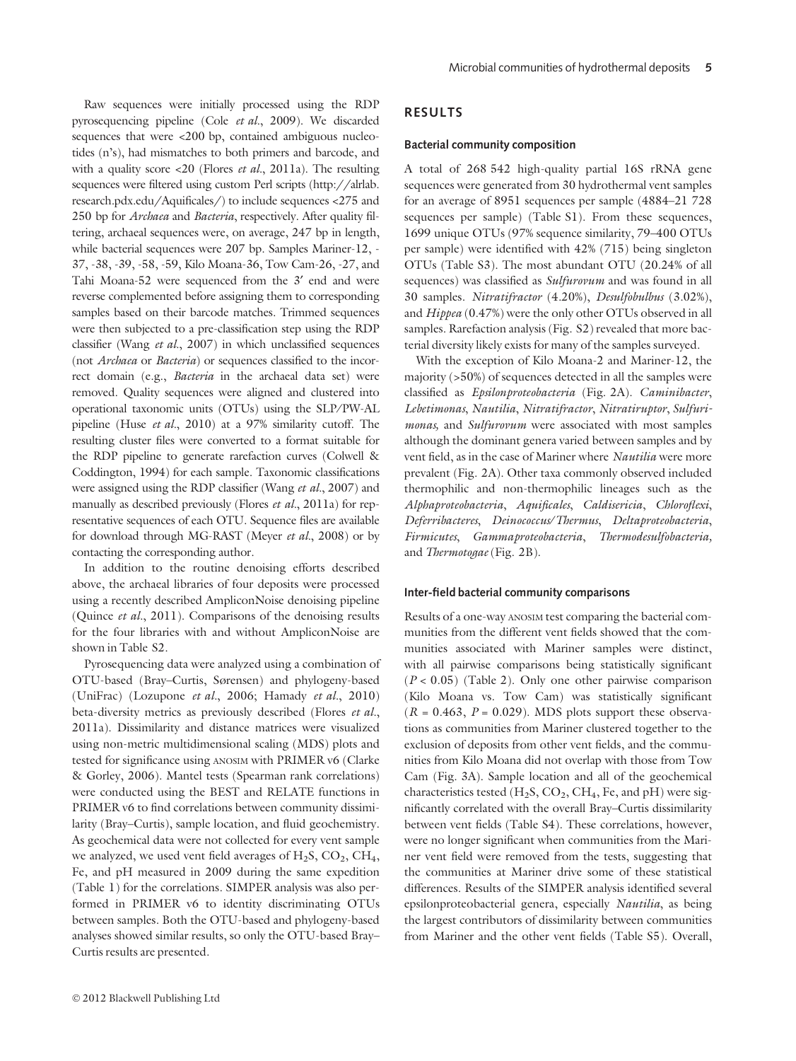Raw sequences were initially processed using the RDP pyrosequencing pipeline (Cole *et al*., 2009). We discarded sequences that were <200 bp, contained ambiguous nucleotides (n's), had mismatches to both primers and barcode, and with a quality score <20 (Flores *et al*., 2011a). The resulting sequences were filtered using custom Perl scripts (http://alrlab.research.pdx.edu/Aquificales/) to include sequences <275 and 250 bp for *Archaea* and *Bacteria*, respectively. After quality filtering, archaeal sequences were, on average, 247 bp in length, while bacterial sequences were 207 bp. Samples Mariner-12, -37, -38, -39, -58, -59, Kilo Moana-36, Tow Cam-26, -27, and Tahi Moana-52 were sequenced from the 3′ end and were reverse complemented before assigning them to corresponding samples based on their barcode matches. Trimmed sequences were then subjected to a pre-classification step using the RDP classifier (Wang *et al*., 2007) in which unclassified sequences (not *Archaea* or *Bacteria*) or sequences classified to the incorrect domain (e.g., *Bacteria* in the archaeal data set) were removed. Quality sequences were aligned and clustered into operational taxonomic units (OTUs) using the SLP/PW-AL pipeline (Huse *et al*., 2010) at a 97% similarity cutoff. The resulting cluster files were converted to a format suitable for the RDP pipeline to generate rarefaction curves (Colwell & Coddington, 1994) for each sample. Taxonomic classifications were assigned using the RDP classifier (Wang *et al*., 2007) and manually as described previously (Flores *et al*., 2011a) for representative sequences of each OTU. Sequence files are available for download through MG-RAST (Meyer *et al*., 2008) or by contacting the corresponding author.

In addition to the routine denoising efforts described above, the archaeal libraries of four deposits were processed using a recently described AmpliconNoise denoising pipeline (Quince *et al*., 2011). Comparisons of the denoising results for the four libraries with and without AmpliconNoise are shown in Table S2.

Pyrosequencing data were analyzed using a combination of OTU-based (Bray–Curtis, Sørensen) and phylogeny-based (UniFrac) (Lozupone *et al*., 2006; Hamady *et al*., 2010) beta-diversity metrics as previously described (Flores *et al*., 2011a). Dissimilarity and distance matrices were visualized using non-metric multidimensional scaling (MDS) plots and tested for significance using ANOSIM with PRIMER v6 (Clarke & Gorley, 2006). Mantel tests (Spearman rank correlations) were conducted using the BEST and RELATE functions in PRIMER v6 to find correlations between community dissimilarity (Bray–Curtis), sample location, and fluid geochemistry. As geochemical data were not collected for every vent sample we analyzed, we used vent field averages of $H_2S$, $CO_2$, $CH_4$, Fe, and pH measured in 2009 during the same expedition (Table 1) for the correlations. SIMPER analysis was also performed in PRIMER v6 to identity discriminating OTUs between samples. Both the OTU-based and phylogeny-based analyses showed similar results, so only the OTU-based Bray–Curtis results are presented.

## RESULTS

### Bacterial community composition

A total of 268 542 high-quality partial 16S rRNA gene sequences were generated from 30 hydrothermal vent samples for an average of 8951 sequences per sample (4884–21 728 sequences per sample) (Table S1). From these sequences, 1699 unique OTUs (97% sequence similarity, 79–400 OTUs per sample) were identified with 42% (715) being singleton OTUs (Table S3). The most abundant OTU (20.24% of all sequences) was classified as *Sulfurovum* and was found in all 30 samples. *Nitratifractor* (4.20%), *Desulfobulbus* (3.02%), and *Hippea* (0.47%) were the only other OTUs observed in all samples. Rarefaction analysis (Fig. S2) revealed that more bacterial diversity likely exists for many of the samples surveyed.

With the exception of Kilo Moana-2 and Mariner-12, the majority (>50%) of sequences detected in all the samples were classified as *Epsilonproteobacteria* (Fig. 2A). *Caminibacter*, *Lebetimonas*, *Nautilia*, *Nitratifractor*, *Nitratiruptor*, *Sulfurimonas,* and *Sulfurovum* were associated with most samples although the dominant genera varied between samples and by vent field, as in the case of Mariner where *Nautilia* were more prevalent (Fig. 2A). Other taxa commonly observed included thermophilic and non-thermophilic lineages such as the *Alphaproteobacteria*, *Aquificales*, *Caldisericia*, *Chloroflexi*, *Deferribacteres*, *Deinococcus/Thermus*, *Deltaproteobacteria*, *Firmicutes*, *Gammaproteobacteria*, *Thermodesulfobacteria*, and *Thermotogae* (Fig. 2B).

### Inter-field bacterial community comparisons

Results of a one-way ANOSIM test comparing the bacterial communities from the different vent fields showed that the communities associated with Mariner samples were distinct, with all pairwise comparisons being statistically significant ($P < 0.05$) (Table 2). Only one other pairwise comparison (Kilo Moana vs. Tow Cam) was statistically significant ($R = 0.463$, $P = 0.029$). MDS plots support these observations as communities from Mariner clustered together to the exclusion of deposits from other vent fields, and the communities from Kilo Moana did not overlap with those from Tow Cam (Fig. 3A). Sample location and all of the geochemical characteristics tested ($H_2S$, $CO_2$, $CH_4$, Fe, and pH) were significantly correlated with the overall Bray–Curtis dissimilarity between vent fields (Table S4). These correlations, however, were no longer significant when communities from the Mariner vent field were removed from the tests, suggesting that the communities at Mariner drive some of these statistical differences. Results of the SIMPER analysis identified several epsilonproteobacterial genera, especially *Nautilia*, as being the largest contributors of dissimilarity between communities from Mariner and the other vent fields (Table S5). Overall,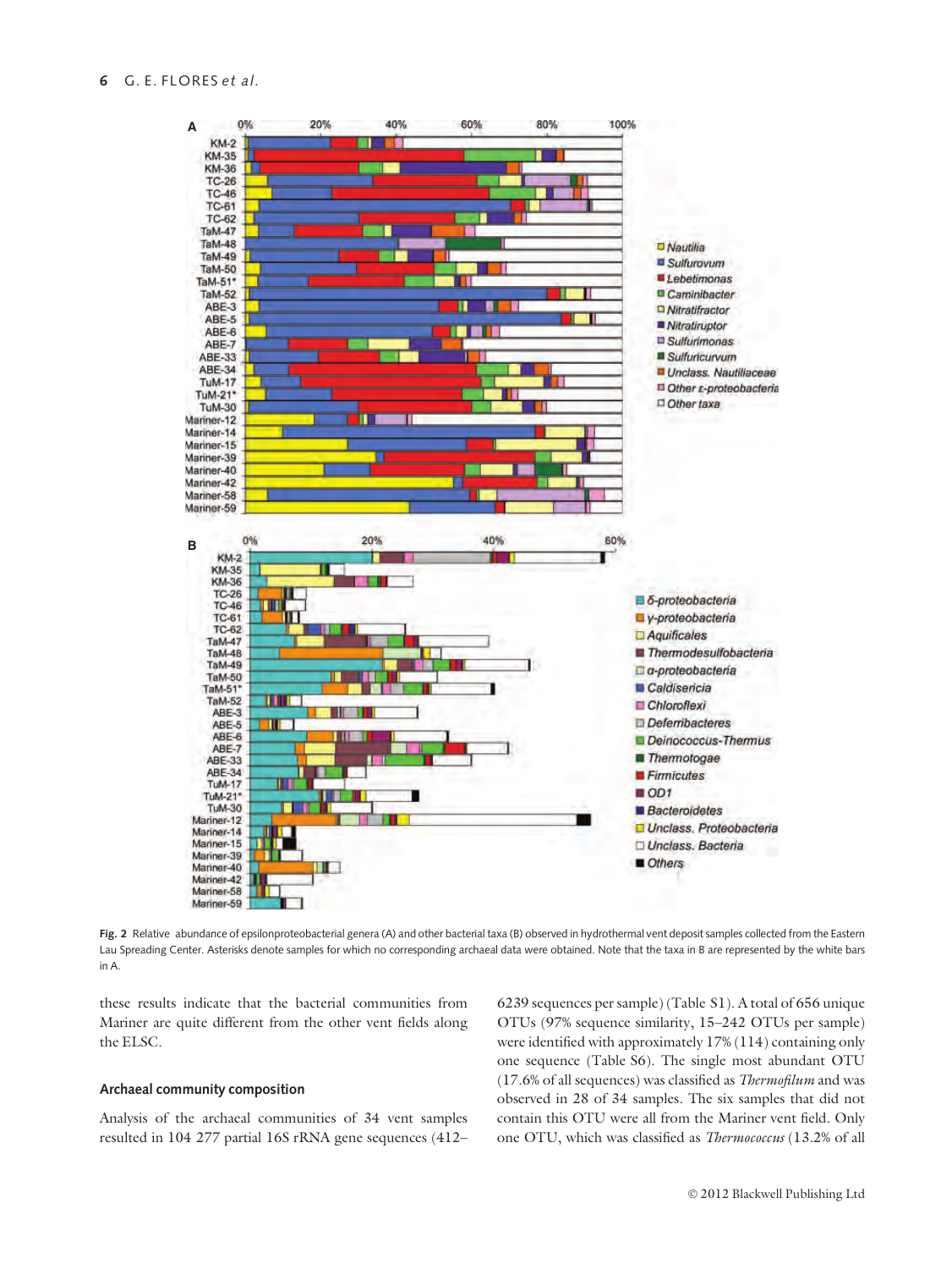**Fig. 2** Relative abundance of epsilonproteobacterial genera (A) and other bacterial taxa (B) observed in hydrothermal vent deposit samples collected from the Eastern Lau Spreading Center. Asterisks denote samples for which no corresponding archaeal data were obtained. Note that the taxa in B are represented by the white bars in A.

these results indicate that the bacterial communities from Mariner are quite different from the other vent fields along the ELSC.

### Archaeal community composition

Analysis of the archaeal communities of 34 vent samples resulted in 104 277 partial 16S rRNA gene sequences (412–6239 sequences per sample) (Table S1). A total of 656 unique OTUs (97% sequence similarity, 15–242 OTUs per sample) were identified with approximately 17% (114) containing only one sequence (Table S6). The single most abundant OTU (17.6% of all sequences) was classified as *Thermofilum* and was observed in 28 of 34 samples. The six samples that did not contain this OTU were all from the Mariner vent field. Only one OTU, which was classified as *Thermococcus* (13.2% of all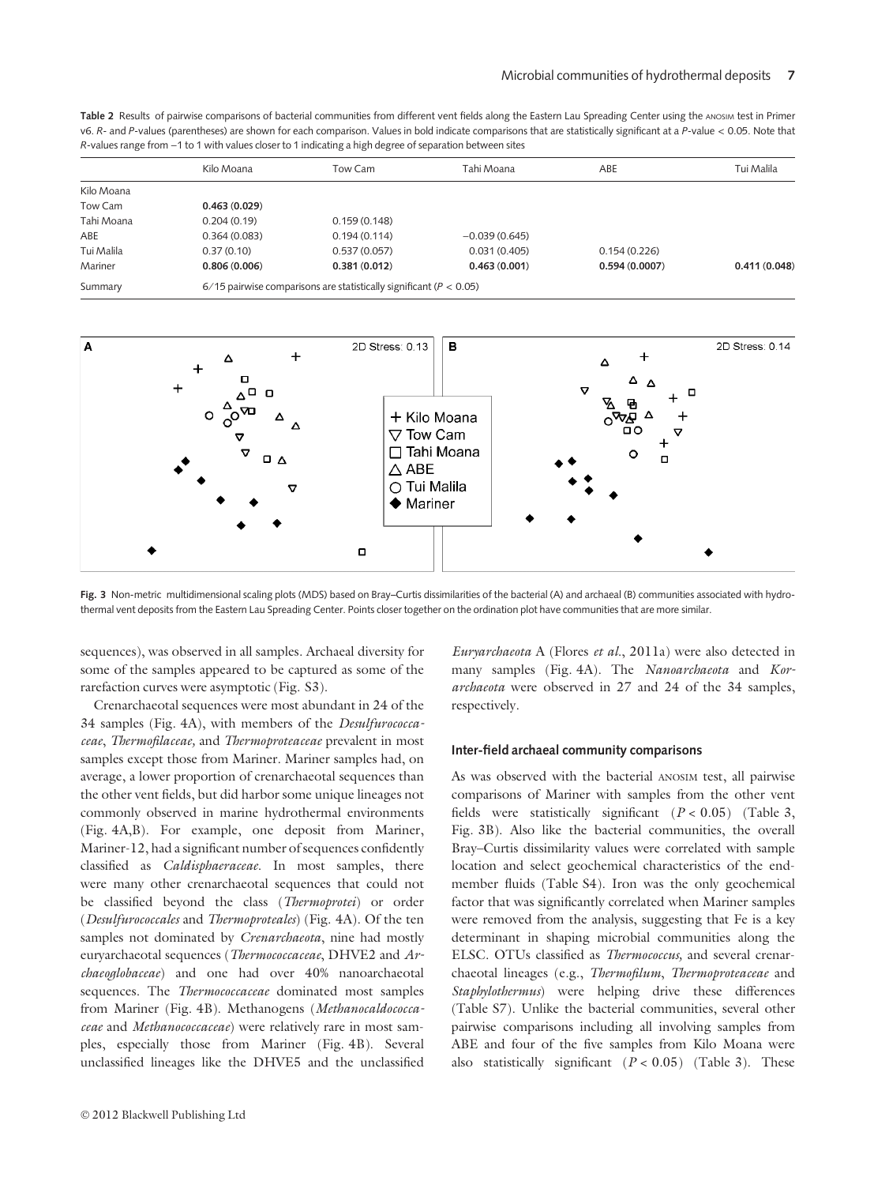**Table 2** Results of pairwise comparisons of bacterial communities from different vent fields along the Eastern Lau Spreading Center using the ANOSIM test in Primer v6. *R*- and *P*-values (parentheses) are shown for each comparison. Values in bold indicate comparisons that are statistically significant at a *P*-value < 0.05. Note that *R*-values range from −1 to 1 with values closer to 1 indicating a high degree of separation between sites

| | Kilo Moana | Tow Cam | Tahi Moana | ABE | Tui Malila |
|---|---|---|---|---|---|
| Kilo Moana | | | | | |
| Tow Cam | **0.463 (0.029)** | | | | |
| Tahi Moana | 0.204 (0.19) | 0.159 (0.148) | | | |
| ABE | 0.364 (0.083) | 0.194 (0.114) | −0.039 (0.645) | | |
| Tui Malila | 0.37 (0.10) | 0.537 (0.057) | 0.031 (0.405) | 0.154 (0.226) | |
| Mariner | **0.806 (0.006)** | **0.381 (0.012)** | **0.463 (0.001)** | **0.594 (0.0007)** | **0.411 (0.048)** |
| Summary | 6/15 pairwise comparisons are statistically significant ($P < 0.05$) | | | | |

**Fig. 3** Non-metric multidimensional scaling plots (MDS) based on Bray–Curtis dissimilarities of the bacterial (A) and archaeal (B) communities associated with hydrothermal vent deposits from the Eastern Lau Spreading Center. Points closer together on the ordination plot have communities that are more similar.

sequences), was observed in all samples. Archaeal diversity for some of the samples appeared to be captured as some of the rarefaction curves were asymptotic (Fig. S3).

Crenarchaeotal sequences were most abundant in 24 of the 34 samples (Fig. 4A), with members of the *Desulfurococcaceae*, *Thermofilaceae*, and *Thermoproteaceae* prevalent in most samples except those from Mariner. Mariner samples had, on average, a lower proportion of crenarchaeotal sequences than the other vent fields, but did harbor some unique lineages not commonly observed in marine hydrothermal environments (Fig. 4A,B). For example, one deposit from Mariner, Mariner-12, had a significant number of sequences confidently classified as *Caldisphaeraceae*. In most samples, there were many other crenarchaeotal sequences that could not be classified beyond the class (*Thermoprotei*) or order (*Desulfurococcales* and *Thermoproteales*) (Fig. 4A). Of the ten samples not dominated by *Crenarchaeota*, nine had mostly euryarchaeotal sequences (*Thermococcaceae*, DHVE2 and *Archaeoglobaceae*) and one had over 40% nanoarchaeotal sequences. The *Thermococcaceae* dominated most samples from Mariner (Fig. 4B). Methanogens (*Methanocaldococcaceae* and *Methanococcaceae*) were relatively rare in most samples, especially those from Mariner (Fig. 4B). Several unclassified lineages like the DHVE5 and the unclassified *Euryarchaeota* A (Flores *et al*., 2011a) were also detected in many samples (Fig. 4A). The *Nanoarchaeota* and *Korarchaeota* were observed in 27 and 24 of the 34 samples, respectively.

### Inter-field archaeal community comparisons

As was observed with the bacterial ANOSIM test, all pairwise comparisons of Mariner with samples from the other vent fields were statistically significant ($P < 0.05$) (Table 3, Fig. 3B). Also like the bacterial communities, the overall Bray–Curtis dissimilarity values were correlated with sample location and select geochemical characteristics of the end-member fluids (Table S4). Iron was the only geochemical factor that was significantly correlated when Mariner samples were removed from the analysis, suggesting that Fe is a key determinant in shaping microbial communities along the ELSC. OTUs classified as *Thermococcus,* and several crenarchaeotal lineages (e.g., *Thermofilum*, *Thermoproteaceae* and *Staphylothermus*) were helping drive these differences (Table S7). Unlike the bacterial communities, several other pairwise comparisons including all involving samples from ABE and four of the five samples from Kilo Moana were also statistically significant ($P < 0.05$) (Table 3). These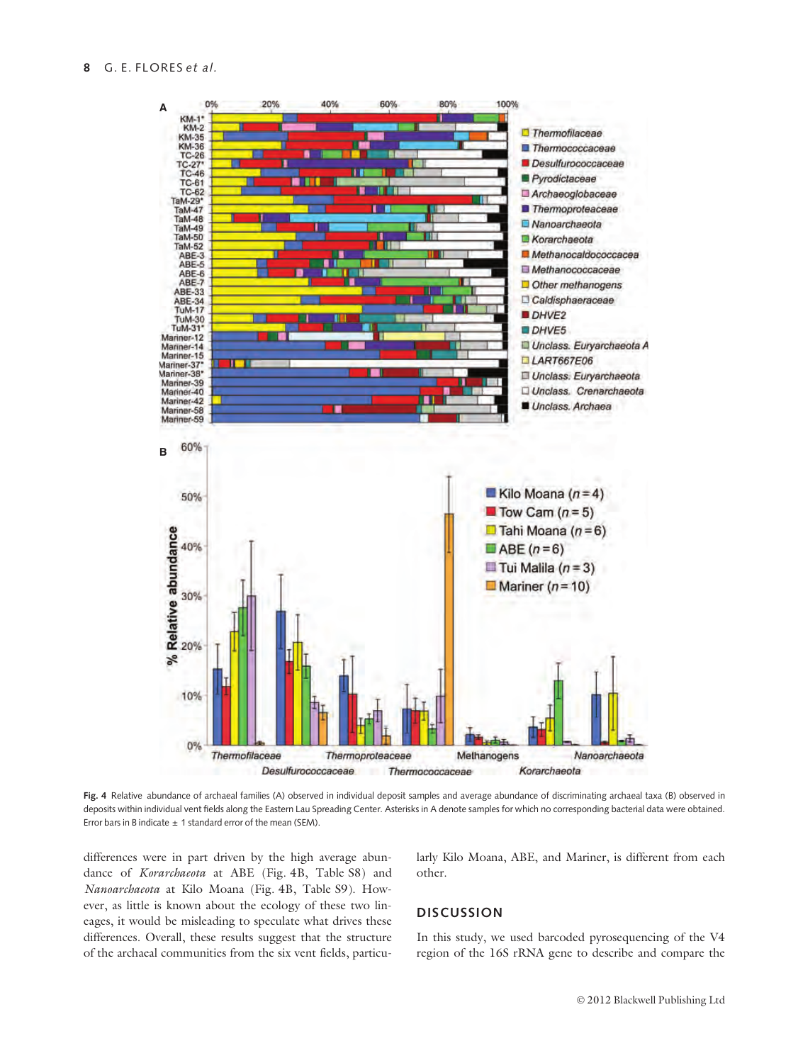**Fig. 4** Relative abundance of archaeal families (A) observed in individual deposit samples and average abundance of discriminating archaeal taxa (B) observed in deposits within individual vent fields along the Eastern Lau Spreading Center. Asterisks in A denote samples for which no corresponding bacterial data were obtained. Error bars in B indicate ± 1 standard error of the mean (SEM).

differences were in part driven by the high average abundance of *Korarchaeota* at ABE (Fig. 4B, Table S8) and *Nanoarchaeota* at Kilo Moana (Fig. 4B, Table S9). However, as little is known about the ecology of these two lineages, it would be misleading to speculate what drives these differences. Overall, these results suggest that the structure of the archaeal communities from the six vent fields, particularly Kilo Moana, ABE, and Mariner, is different from each other.

## DISCUSSION

In this study, we used barcoded pyrosequencing of the V4 region of the 16S rRNA gene to describe and compare the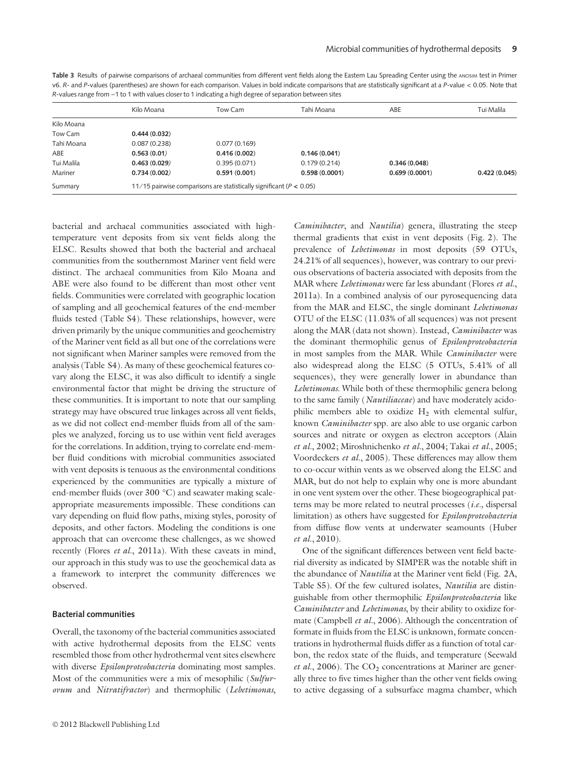**Table 3** Results of pairwise comparisons of archaeal communities from different vent fields along the Eastern Lau Spreading Center using the ANOSIM test in Primer v6. *R*- and *P*-values (parentheses) are shown for each comparison. Values in bold indicate comparisons that are statistically significant at a *P*-value < 0.05. Note that *R*-values range from −1 to 1 with values closer to 1 indicating a high degree of separation between sites

| | Kilo Moana | Tow Cam | Tahi Moana | ABE | Tui Malila |
|---|---|---|---|---|---|
| Kilo Moana | | | | | |
| Tow Cam | **0.444 (0.032)** | | | | |
| Tahi Moana | 0.087 (0.238) | 0.077 (0.169) | | | |
| ABE | **0.563 (0.01)** | **0.416 (0.002)** | **0.146 (0.041)** | | |
| Tui Malila | **0.463 (0.029)** | 0.395 (0.071) | 0.179 (0.214) | **0.346 (0.048)** | |
| Mariner | **0.734 (0.002)** | **0.591 (0.001)** | **0.598 (0.0001)** | **0.699 (0.0001)** | **0.422 (0.045)** |
| Summary | 11/15 pairwise comparisons are statistically significant ($P < 0.05$) | | | | |

bacterial and archaeal communities associated with high-temperature vent deposits from six vent fields along the ELSC. Results showed that both the bacterial and archaeal communities from the southernmost Mariner vent field were distinct. The archaeal communities from Kilo Moana and ABE were also found to be different than most other vent fields. Communities were correlated with geographic location of sampling and all geochemical features of the end-member fluids tested (Table S4). These relationships, however, were driven primarily by the unique communities and geochemistry of the Mariner vent field as all but one of the correlations were not significant when Mariner samples were removed from the analysis (Table S4). As many of these geochemical features co-vary along the ELSC, it was also difficult to identify a single environmental factor that might be driving the structure of these communities. It is important to note that our sampling strategy may have obscured true linkages across all vent fields, as we did not collect end-member fluids from all of the samples we analyzed, forcing us to use within vent field averages for the correlations. In addition, trying to correlate end-member fluid conditions with microbial communities associated with vent deposits is tenuous as the environmental conditions experienced by the communities are typically a mixture of end-member fluids (over 300 °C) and seawater making scale-appropriate measurements impossible. These conditions can vary depending on fluid flow paths, mixing styles, porosity of deposits, and other factors. Modeling the conditions is one approach that can overcome these challenges, as we showed recently (Flores *et al.*, 2011a). With these caveats in mind, our approach in this study was to use the geochemical data as a framework to interpret the community differences we observed.

### Bacterial communities

Overall, the taxonomy of the bacterial communities associated with active hydrothermal deposits from the ELSC vents resembled those from other hydrothermal vent sites elsewhere with diverse *Epsilonproteobacteria* dominating most samples. Most of the communities were a mix of mesophilic (*Sulfurovum* and *Nitratifractor*) and thermophilic (*Lebetimonas*, *Caminibacter*, and *Nautilia*) genera, illustrating the steep thermal gradients that exist in vent deposits (Fig. 2). The prevalence of *Lebetimonas* in most deposits (59 OTUs, 24.21% of all sequences), however, was contrary to our previous observations of bacteria associated with deposits from the MAR where *Lebetimonas* were far less abundant (Flores *et al.*, 2011a). In a combined analysis of our pyrosequencing data from the MAR and ELSC, the single dominant *Lebetimonas* OTU of the ELSC (11.03% of all sequences) was not present along the MAR (data not shown). Instead, *Caminibacter* was the dominant thermophilic genus of *Epsilonproteobacteria* in most samples from the MAR. While *Caminibacter* were also widespread along the ELSC (5 OTUs, 5.41% of all sequences), they were generally lower in abundance than *Lebetimonas*. While both of these thermophilic genera belong to the same family (*Nautiliaceae*) and have moderately acidophilic members able to oxidize $H_2$ with elemental sulfur, known *Caminibacter* spp. are also able to use organic carbon sources and nitrate or oxygen as electron acceptors (Alain *et al.*, 2002; Miroshnichenko *et al.*, 2004; Takai *et al.*, 2005; Voordeckers *et al.*, 2005). These differences may allow them to co-occur within vents as we observed along the ELSC and MAR, but do not help to explain why one is more abundant in one vent system over the other. These biogeographical patterns may be more related to neutral processes (*i.e.,* dispersal limitation) as others have suggested for *Epsilonproteobacteria* from diffuse flow vents at underwater seamounts (Huber *et al.*, 2010).

One of the significant differences between vent field bacterial diversity as indicated by SIMPER was the notable shift in the abundance of *Nautilia* at the Mariner vent field (Fig. 2A, Table S5). Of the few cultured isolates, *Nautilia* are distinguishable from other thermophilic *Epsilonproteobacteria* like *Caminibacter* and *Lebetimonas*, by their ability to oxidize formate (Campbell *et al.*, 2006). Although the concentration of formate in fluids from the ELSC is unknown, formate concentrations in hydrothermal fluids differ as a function of total carbon, the redox state of the fluids, and temperature (Seewald *et al.*, 2006). The $CO_2$ concentrations at Mariner are generally three to five times higher than the other vent fields owing to active degassing of a subsurface magma chamber, which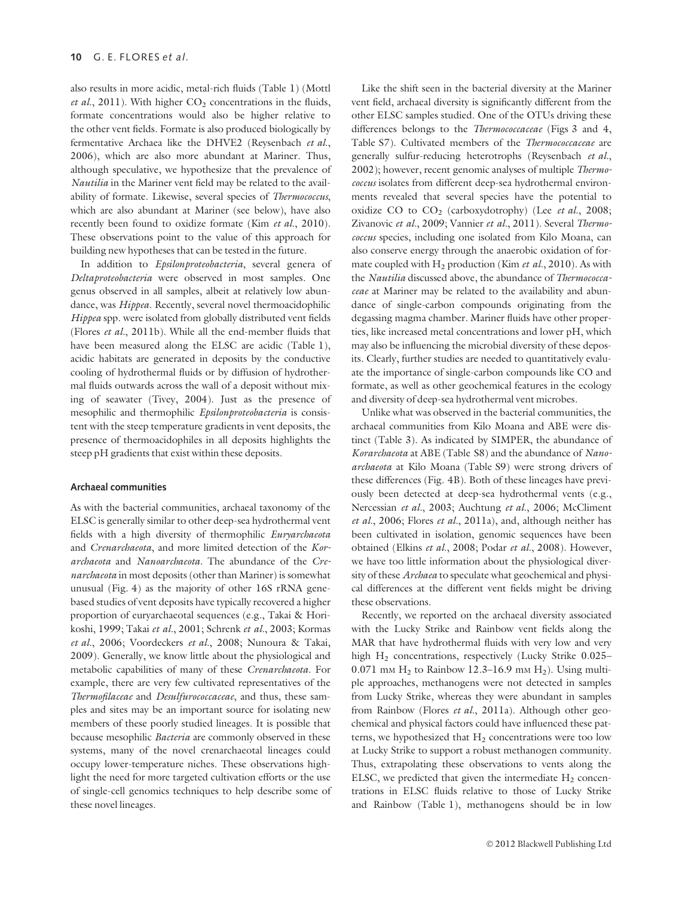also results in more acidic, metal-rich fluids (Table 1) (Mottl *et al.*, 2011). With higher $CO_2$ concentrations in the fluids, formate concentrations would also be higher relative to the other vent fields. Formate is also produced biologically by fermentative Archaea like the DHVE2 (Reysenbach *et al.*, 2006), which are also more abundant at Mariner. Thus, although speculative, we hypothesize that the prevalence of *Nautilia* in the Mariner vent field may be related to the availability of formate. Likewise, several species of *Thermococcus*, which are also abundant at Mariner (see below), have also recently been found to oxidize formate (Kim *et al.*, 2010). These observations point to the value of this approach for building new hypotheses that can be tested in the future.

In addition to *Epsilonproteobacteria*, several genera of *Deltaproteobacteria* were observed in most samples. One genus observed in all samples, albeit at relatively low abundance, was *Hippea*. Recently, several novel thermoacidophilic *Hippea* spp. were isolated from globally distributed vent fields (Flores *et al.*, 2011b). While all the end-member fluids that have been measured along the ELSC are acidic (Table 1), acidic habitats are generated in deposits by the conductive cooling of hydrothermal fluids or by diffusion of hydrothermal fluids outwards across the wall of a deposit without mixing of seawater (Tivey, 2004). Just as the presence of mesophilic and thermophilic *Epsilonproteobacteria* is consistent with the steep temperature gradients in vent deposits, the presence of thermoacidophiles in all deposits highlights the steep pH gradients that exist within these deposits.

### Archaeal communities

As with the bacterial communities, archaeal taxonomy of the ELSC is generally similar to other deep-sea hydrothermal vent fields with a high diversity of thermophilic *Euryarchaeota* and *Crenarchaeota*, and more limited detection of the *Korarchaeota* and *Nanoarchaeota*. The abundance of the *Crenarchaeota* in most deposits (other than Mariner) is somewhat unusual (Fig. 4) as the majority of other 16S rRNA gene-based studies of vent deposits have typically recovered a higher proportion of euryarchaeotal sequences (e.g., Takai & Horikoshi, 1999; Takai *et al.*, 2001; Schrenk *et al.*, 2003; Kormas *et al.*, 2006; Voordeckers *et al.*, 2008; Nunoura & Takai, 2009). Generally, we know little about the physiological and metabolic capabilities of many of these *Crenarchaeota*. For example, there are very few cultivated representatives of the *Thermofilaceae* and *Desulfurococcaceae*, and thus, these samples and sites may be an important source for isolating new members of these poorly studied lineages. It is possible that because mesophilic *Bacteria* are commonly observed in these systems, many of the novel crenarchaeotal lineages could occupy lower-temperature niches. These observations highlight the need for more targeted cultivation efforts or the use of single-cell genomics techniques to help describe some of these novel lineages.

Like the shift seen in the bacterial diversity at the Mariner vent field, archaeal diversity is significantly different from the other ELSC samples studied. One of the OTUs driving these differences belongs to the *Thermococcaceae* (Figs 3 and 4, Table S7). Cultivated members of the *Thermococcaceae* are generally sulfur-reducing heterotrophs (Reysenbach *et al.*, 2002); however, recent genomic analyses of multiple *Thermococcus* isolates from different deep-sea hydrothermal environments revealed that several species have the potential to oxidize CO to $CO_2$ (carboxydotrophy) (Lee *et al.*, 2008; Zivanovic *et al.*, 2009; Vannier *et al.*, 2011). Several *Thermococcus* species, including one isolated from Kilo Moana, can also conserve energy through the anaerobic oxidation of formate coupled with $H_2$ production (Kim *et al.*, 2010). As with the *Nautilia* discussed above, the abundance of *Thermococcaceae* at Mariner may be related to the availability and abundance of single-carbon compounds originating from the degassing magma chamber. Mariner fluids have other properties, like increased metal concentrations and lower pH, which may also be influencing the microbial diversity of these deposits. Clearly, further studies are needed to quantitatively evaluate the importance of single-carbon compounds like CO and formate, as well as other geochemical features in the ecology and diversity of deep-sea hydrothermal vent microbes.

Unlike what was observed in the bacterial communities, the archaeal communities from Kilo Moana and ABE were distinct (Table 3). As indicated by SIMPER, the abundance of *Korarchaeota* at ABE (Table S8) and the abundance of *Nanoarchaeota* at Kilo Moana (Table S9) were strong drivers of these differences (Fig. 4B). Both of these lineages have previously been detected at deep-sea hydrothermal vents (e.g., Nercessian *et al.*, 2003; Auchtung *et al.*, 2006; McCliment *et al.*, 2006; Flores *et al.*, 2011a), and, although neither has been cultivated in isolation, genomic sequences have been obtained (Elkins *et al.*, 2008; Podar *et al.*, 2008). However, we have too little information about the physiological diversity of these *Archaea* to speculate what geochemical and physical differences at the different vent fields might be driving these observations.

Recently, we reported on the archaeal diversity associated with the Lucky Strike and Rainbow vent fields along the MAR that have hydrothermal fluids with very low and very high $H_2$ concentrations, respectively (Lucky Strike 0.025–0.071 mM $H_2$ to Rainbow 12.3–16.9 mM $H_2$). Using multiple approaches, methanogens were not detected in samples from Lucky Strike, whereas they were abundant in samples from Rainbow (Flores *et al.*, 2011a). Although other geochemical and physical factors could have influenced these patterns, we hypothesized that $H_2$ concentrations were too low at Lucky Strike to support a robust methanogen community. Thus, extrapolating these observations to vents along the ELSC, we predicted that given the intermediate $H_2$ concentrations in ELSC fluids relative to those of Lucky Strike and Rainbow (Table 1), methanogens should be in low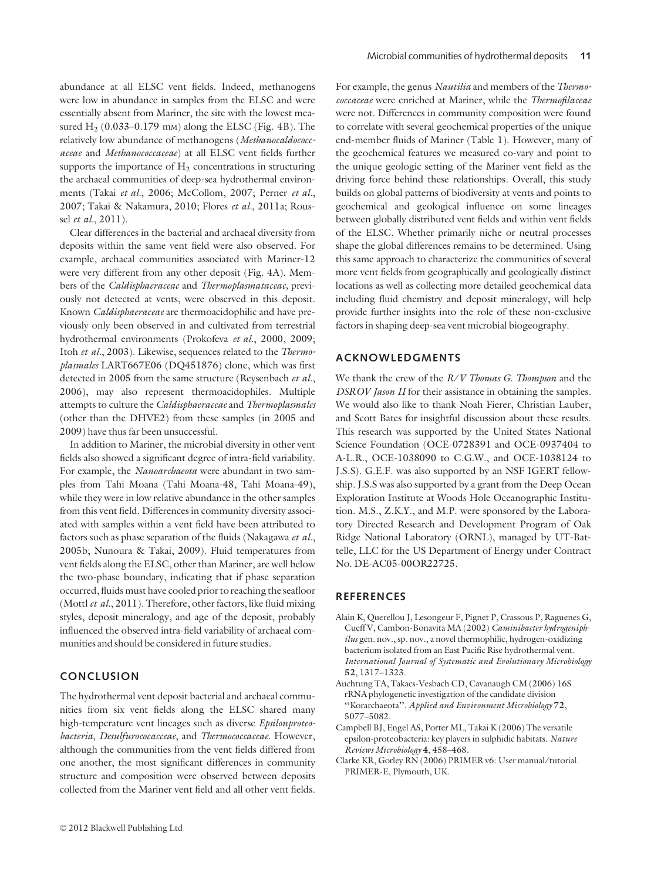abundance at all ELSC vent fields. Indeed, methanogens were low in abundance in samples from the ELSC and were essentially absent from Mariner, the site with the lowest measured $H_2$ (0.033–0.179 mM) along the ELSC (Fig. 4B). The relatively low abundance of methanogens (*Methanocaldococcaceae* and *Methanococcaceae*) at all ELSC vent fields further supports the importance of $H_2$ concentrations in structuring the archaeal communities of deep-sea hydrothermal environments (Takai *et al*., 2006; McCollom, 2007; Perner *et al*., 2007; Takai & Nakamura, 2010; Flores *et al*., 2011a; Roussel *et al*., 2011).

Clear differences in the bacterial and archaeal diversity from deposits within the same vent field were also observed. For example, archaeal communities associated with Mariner-12 were very different from any other deposit (Fig. 4A). Members of the *Caldisphaeraceae* and *Thermoplasmataceae*, previously not detected at vents, were observed in this deposit. Known *Caldisphaeraceae* are thermoacidophilic and have previously only been observed in and cultivated from terrestrial hydrothermal environments (Prokofeva *et al*., 2000, 2009; Itoh *et al*., 2003). Likewise, sequences related to the *Thermoplasmales* LART667E06 (DQ451876) clone, which was first detected in 2005 from the same structure (Reysenbach *et al*., 2006), may also represent thermoacidophiles. Multiple attempts to culture the *Caldisphaeraceae* and *Thermoplasmales* (other than the DHVE2) from these samples (in 2005 and 2009) have thus far been unsuccessful.

In addition to Mariner, the microbial diversity in other vent fields also showed a significant degree of intra-field variability. For example, the *Nanoarchaeota* were abundant in two samples from Tahi Moana (Tahi Moana-48, Tahi Moana-49), while they were in low relative abundance in the other samples from this vent field. Differences in community diversity associated with samples within a vent field have been attributed to factors such as phase separation of the fluids (Nakagawa *et al*., 2005b; Nunoura & Takai, 2009). Fluid temperatures from vent fields along the ELSC, other than Mariner, are well below the two-phase boundary, indicating that if phase separation occurred, fluids must have cooled prior to reaching the seafloor (Mottl *et al*., 2011). Therefore, other factors, like fluid mixing styles, deposit mineralogy, and age of the deposit, probably influenced the observed intra-field variability of archaeal communities and should be considered in future studies.

## CONCLUSION

The hydrothermal vent deposit bacterial and archaeal communities from six vent fields along the ELSC shared many high-temperature vent lineages such as diverse *Epsilonproteobacteria*, *Desulfurococacceae*, and *Thermococcaceae*. However, although the communities from the vent fields differed from one another, the most significant differences in community structure and composition were observed between deposits collected from the Mariner vent field and all other vent fields. For example, the genus *Nautilia* and members of the *Thermococcaceae* were enriched at Mariner, while the *Thermofilaceae* were not. Differences in community composition were found to correlate with several geochemical properties of the unique end-member fluids of Mariner (Table 1). However, many of the geochemical features we measured co-vary and point to the unique geologic setting of the Mariner vent field as the driving force behind these relationships. Overall, this study builds on global patterns of biodiversity at vents and points to geochemical and geological influence on some lineages between globally distributed vent fields and within vent fields of the ELSC. Whether primarily niche or neutral processes shape the global differences remains to be determined. Using this same approach to characterize the communities of several more vent fields from geographically and geologically distinct locations as well as collecting more detailed geochemical data including fluid chemistry and deposit mineralogy, will help provide further insights into the role of these non-exclusive factors in shaping deep-sea vent microbial biogeography.

## ACKNOWLEDGMENTS

We thank the crew of the *R/V Thomas G. Thompson* and the *DSROV Jason II* for their assistance in obtaining the samples. We would also like to thank Noah Fierer, Christian Lauber, and Scott Bates for insightful discussion about these results. This research was supported by the United States National Science Foundation (OCE-0728391 and OCE-0937404 to A-L.R., OCE-1038090 to C.G.W., and OCE-1038124 to J.S.S). G.E.F. was also supported by an NSF IGERT fellowship. J.S.S was also supported by a grant from the Deep Ocean Exploration Institute at Woods Hole Oceanographic Institution. M.S., Z.K.Y., and M.P. were sponsored by the Laboratory Directed Research and Development Program of Oak Ridge National Laboratory (ORNL), managed by UT-Battelle, LLC for the US Department of Energy under Contract No. DE-AC05-00OR22725.

## REFERENCES

Alain K, Querellou J, Lesongeur F, Pignet P, Crassous P, Raguenes G, Cueff V, Cambon-Bonavita MA (2002) *Caminibacter hydrogeniphilus* gen. nov., sp. nov., a novel thermophilic, hydrogen-oxidizing bacterium isolated from an East Pacific Rise hydrothermal vent. *International Journal of Systematic and Evolutionary Microbiology* **52**, 1317–1323.

Auchtung TA, Takacs-Vesbach CD, Cavanaugh CM (2006) 16S rRNA phylogenetic investigation of the candidate division "Korarchaeota". *Applied and Environment Microbiology* **72**, 5077–5082.

Campbell BJ, Engel AS, Porter ML, Takai K (2006) The versatile epsilon-proteobacteria: key players in sulphidic habitats. *Nature Reviews Microbiology* **4**, 458–468.

Clarke KR, Gorley RN (2006) PRIMER v6: User manual/tutorial. PRIMER-E, Plymouth, UK.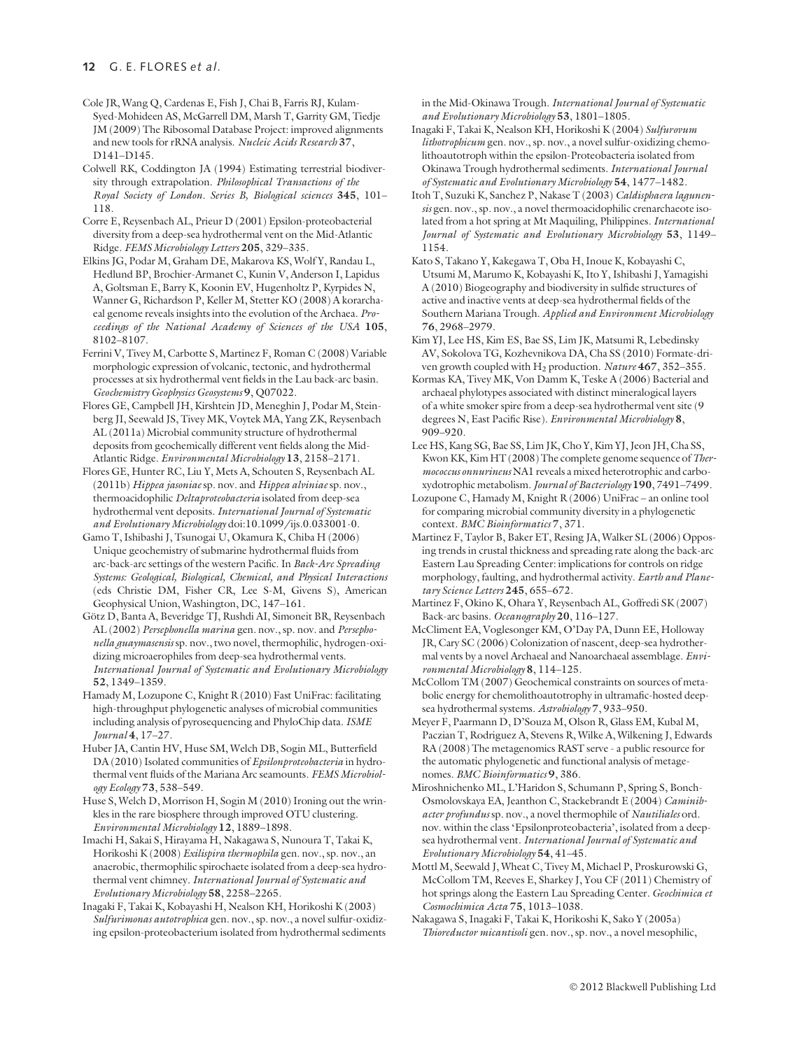Cole JR, Wang Q, Cardenas E, Fish J, Chai B, Farris RJ, Kulam-Syed-Mohideen AS, McGarrell DM, Marsh T, Garrity GM, Tiedje JM (2009) The Ribosomal Database Project: improved alignments and new tools for rRNA analysis. *Nucleic Acids Research* **37**, D141–D145.

Colwell RK, Coddington JA (1994) Estimating terrestrial biodiversity through extrapolation. *Philosophical Transactions of the Royal Society of London. Series B, Biological sciences* **345**, 101–118.

Corre E, Reysenbach AL, Prieur D (2001) Epsilon-proteobacterial diversity from a deep-sea hydrothermal vent on the Mid-Atlantic Ridge. *FEMS Microbiology Letters* **205**, 329–335.

Elkins JG, Podar M, Graham DE, Makarova KS, Wolf Y, Randau L, Hedlund BP, Brochier-Armanet C, Kunin V, Anderson I, Lapidus A, Goltsman E, Barry K, Koonin EV, Hugenholtz P, Kyrpides N, Wanner G, Richardson P, Keller M, Stetter KO (2008) A korarchaeal genome reveals insights into the evolution of the Archaea. *Proceedings of the National Academy of Sciences of the USA* **105**, 8102–8107.

Ferrini V, Tivey M, Carbotte S, Martinez F, Roman C (2008) Variable morphologic expression of volcanic, tectonic, and hydrothermal processes at six hydrothermal vent fields in the Lau back-arc basin. *Geochemistry Geophysics Geosystems* **9**, Q07022.

Flores GE, Campbell JH, Kirshtein JD, Meneghin J, Podar M, Steinberg JI, Seewald JS, Tivey MK, Voytek MA, Yang ZK, Reysenbach AL (2011a) Microbial community structure of hydrothermal deposits from geochemically different vent fields along the Mid-Atlantic Ridge. *Environmental Microbiology* **13**, 2158–2171.

Flores GE, Hunter RC, Liu Y, Mets A, Schouten S, Reysenbach AL (2011b) *Hippea jasoniae* sp. nov. and *Hippea alviniae* sp. nov., thermoacidophilic *Deltaproteobacteria* isolated from deep-sea hydrothermal vent deposits. *International Journal of Systematic and Evolutionary Microbiology* doi:10.1099/ijs.0.033001-0.

Gamo T, Ishibashi J, Tsunogai U, Okamura K, Chiba H (2006) Unique geochemistry of submarine hydrothermal fluids from arc-back-arc settings of the western Pacific. In *Back-Arc Spreading Systems: Geological, Biological, Chemical, and Physical Interactions* (eds Christie DM, Fisher CR, Lee S-M, Givens S), American Geophysical Union, Washington, DC, 147–161.

Götz D, Banta A, Beveridge TJ, Rushdi AI, Simoneit BR, Reysenbach AL (2002) *Persephonella marina* gen. nov., sp. nov. and *Persephonella guaymasensis* sp. nov., two novel, thermophilic, hydrogen-oxidizing microaerophiles from deep-sea hydrothermal vents. *International Journal of Systematic and Evolutionary Microbiology* **52**, 1349–1359.

Hamady M, Lozupone C, Knight R (2010) Fast UniFrac: facilitating high-throughput phylogenetic analyses of microbial communities including analysis of pyrosequencing and PhyloChip data. *ISME Journal* **4**, 17–27.

Huber JA, Cantin HV, Huse SM, Welch DB, Sogin ML, Butterfield DA (2010) Isolated communities of *Epsilonproteobacteria* in hydrothermal vent fluids of the Mariana Arc seamounts. *FEMS Microbiology Ecology* **73**, 538–549.

Huse S, Welch D, Morrison H, Sogin M (2010) Ironing out the wrinkles in the rare biosphere through improved OTU clustering. *Environmental Microbiology* **12**, 1889–1898.

Imachi H, Sakai S, Hirayama H, Nakagawa S, Nunoura T, Takai K, Horikoshi K (2008) *Exilispira thermophila* gen. nov., sp. nov., an anaerobic, thermophilic spirochaete isolated from a deep-sea hydrothermal vent chimney. *International Journal of Systematic and Evolutionary Microbiology* **58**, 2258–2265.

Inagaki F, Takai K, Kobayashi H, Nealson KH, Horikoshi K (2003) *Sulfurimonas autotrophica* gen. nov., sp. nov., a novel sulfur-oxidizing epsilon-proteobacterium isolated from hydrothermal sediments in the Mid-Okinawa Trough. *International Journal of Systematic and Evolutionary Microbiology* **53**, 1801–1805.

Inagaki F, Takai K, Nealson KH, Horikoshi K (2004) *Sulfurovum lithotrophicum* gen. nov., sp. nov., a novel sulfur-oxidizing chemolithoautotroph within the epsilon-Proteobacteria isolated from Okinawa Trough hydrothermal sediments. *International Journal of Systematic and Evolutionary Microbiology* **54**, 1477–1482.

Itoh T, Suzuki K, Sanchez P, Nakase T (2003) *Caldisphaera lagunensis* gen. nov., sp. nov., a novel thermoacidophilic crenarchaeote isolated from a hot spring at Mt Maquiling, Philippines. *International Journal of Systematic and Evolutionary Microbiology* **53**, 1149–1154.

Kato S, Takano Y, Kakegawa T, Oba H, Inoue K, Kobayashi C, Utsumi M, Marumo K, Kobayashi K, Ito Y, Ishibashi J, Yamagishi A (2010) Biogeography and biodiversity in sulfide structures of active and inactive vents at deep-sea hydrothermal fields of the Southern Mariana Trough. *Applied and Environment Microbiology* **76**, 2968–2979.

Kim YJ, Lee HS, Kim ES, Bae SS, Lim JK, Matsumi R, Lebedinsky AV, Sokolova TG, Kozhevnikova DA, Cha SS (2010) Formate-driven growth coupled with $H_2$ production. *Nature* **467**, 352–355.

Kormas KA, Tivey MK, Von Damm K, Teske A (2006) Bacterial and archaeal phylotypes associated with distinct mineralogical layers of a white smoker spire from a deep-sea hydrothermal vent site (9 degrees N, East Pacific Rise). *Environmental Microbiology* **8**, 909–920.

Lee HS, Kang SG, Bae SS, Lim JK, Cho Y, Kim YJ, Jeon JH, Cha SS, Kwon KK, Kim HT (2008) The complete genome sequence of *Thermococcus onnurineus* NA1 reveals a mixed heterotrophic and carboxydotrophic metabolism. *Journal of Bacteriology* **190**, 7491–7499.

Lozupone C, Hamady M, Knight R (2006) UniFrac – an online tool for comparing microbial community diversity in a phylogenetic context. *BMC Bioinformatics* **7**, 371.

Martinez F, Taylor B, Baker ET, Resing JA, Walker SL (2006) Opposing trends in crustal thickness and spreading rate along the back-arc Eastern Lau Spreading Center: implications for controls on ridge morphology, faulting, and hydrothermal activity. *Earth and Planetary Science Letters* **245**, 655–672.

Martinez F, Okino K, Ohara Y, Reysenbach AL, Goffredi SK (2007) Back-arc basins. *Oceanography* **20**, 116–127.

McCliment EA, Voglesonger KM, O'Day PA, Dunn EE, Holloway JR, Cary SC (2006) Colonization of nascent, deep-sea hydrothermal vents by a novel Archaeal and Nanoarchaeal assemblage. *Environmental Microbiology* **8**, 114–125.

McCollom TM (2007) Geochemical constraints on sources of metabolic energy for chemolithoautotrophy in ultramafic-hosted deep-sea hydrothermal systems. *Astrobiology* **7**, 933–950.

Meyer F, Paarmann D, D'Souza M, Olson R, Glass EM, Kubal M, Paczian T, Rodriguez A, Stevens R, Wilke A, Wilkening J, Edwards RA (2008) The metagenomics RAST serve - a public resource for the automatic phylogenetic and functional analysis of metagenomes. *BMC Bioinformatics* **9**, 386.

Miroshnichenko ML, L'Haridon S, Schumann P, Spring S, Bonch-Osmolovskaya EA, Jeanthon C, Stackebrandt E (2004) *Caminibacter profundus* sp. nov., a novel thermophile of *Nautiliales* ord. nov. within the class 'Epsilonproteobacteria', isolated from a deep-sea hydrothermal vent. *International Journal of Systematic and Evolutionary Microbiology* **54**, 41–45.

Mottl M, Seewald J, Wheat C, Tivey M, Michael P, Proskurowski G, McCollom TM, Reeves E, Sharkey J, You CF (2011) Chemistry of hot springs along the Eastern Lau Spreading Center. *Geochimica et Cosmochimica Acta* **75**, 1013–1038.

Nakagawa S, Inagaki F, Takai K, Horikoshi K, Sako Y (2005a) *Thioreductor micantisoli* gen. nov., sp. nov., a novel mesophilic,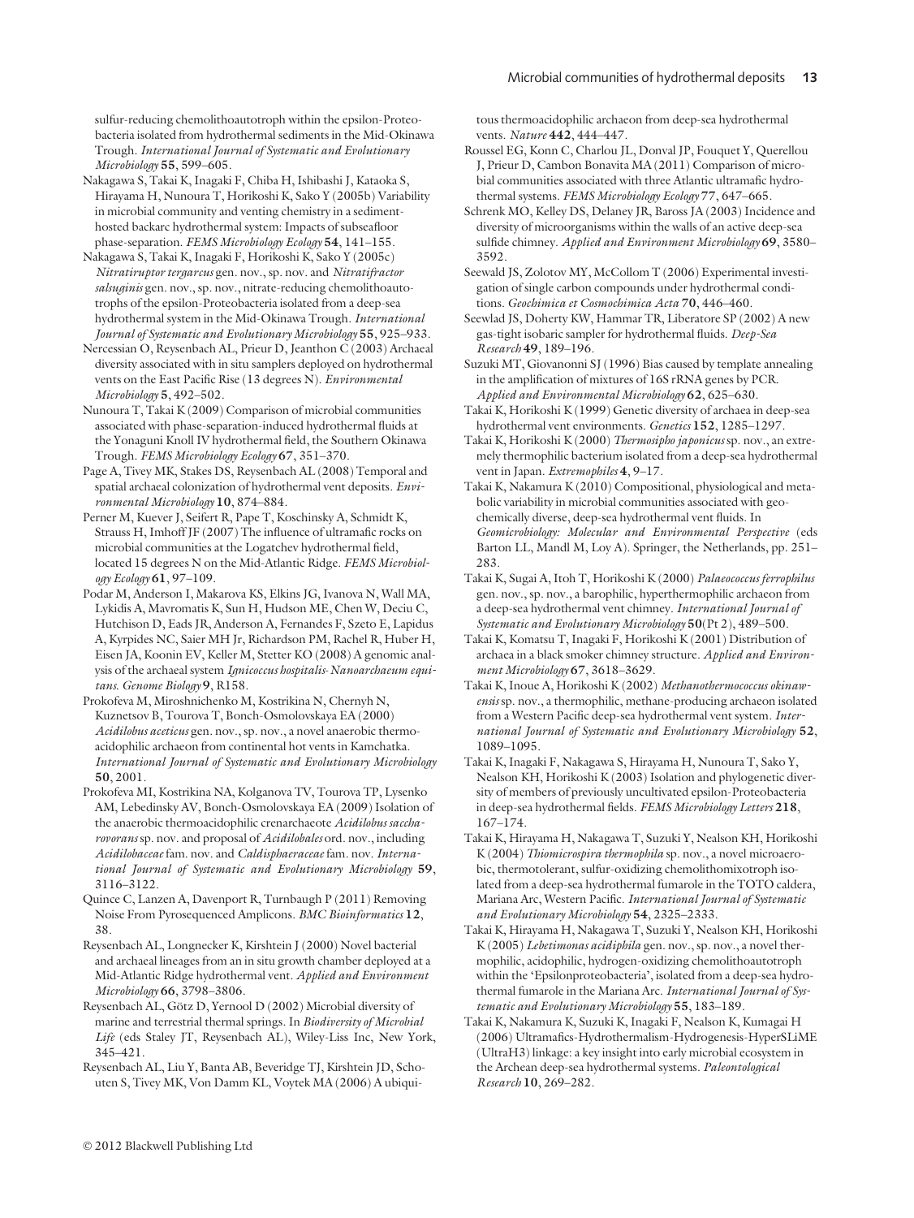sulfur-reducing chemolithoautotroph within the epsilon-Proteobacteria isolated from hydrothermal sediments in the Mid-Okinawa Trough. *International Journal of Systematic and Evolutionary Microbiology* **55**, 599–605.

Nakagawa S, Takai K, Inagaki F, Chiba H, Ishibashi J, Kataoka S, Hirayama H, Nunoura T, Horikoshi K, Sako Y (2005b) Variability in microbial community and venting chemistry in a sediment-hosted backarc hydrothermal system: Impacts of subseafloor phase-separation. *FEMS Microbiology Ecology* **54**, 141–155.

Nakagawa S, Takai K, Inagaki F, Horikoshi K, Sako Y (2005c) *Nitratiruptor tergarcus* gen. nov., sp. nov. and *Nitratifractor salsuginis* gen. nov., sp. nov., nitrate-reducing chemolithoautotrophs of the epsilon-Proteobacteria isolated from a deep-sea hydrothermal system in the Mid-Okinawa Trough. *International Journal of Systematic and Evolutionary Microbiology* **55**, 925–933.

Nercessian O, Reysenbach AL, Prieur D, Jeanthon C (2003) Archaeal diversity associated with in situ samplers deployed on hydrothermal vents on the East Pacific Rise (13 degrees N). *Environmental Microbiology* **5**, 492–502.

Nunoura T, Takai K (2009) Comparison of microbial communities associated with phase-separation-induced hydrothermal fluids at the Yonaguni Knoll IV hydrothermal field, the Southern Okinawa Trough. *FEMS Microbiology Ecology* **67**, 351–370.

Page A, Tivey MK, Stakes DS, Reysenbach AL (2008) Temporal and spatial archaeal colonization of hydrothermal vent deposits. *Environmental Microbiology* **10**, 874–884.

Perner M, Kuever J, Seifert R, Pape T, Koschinsky A, Schmidt K, Strauss H, Imhoff JF (2007) The influence of ultramafic rocks on microbial communities at the Logatchev hydrothermal field, located 15 degrees N on the Mid-Atlantic Ridge. *FEMS Microbiology Ecology* **61**, 97–109.

Podar M, Anderson I, Makarova KS, Elkins JG, Ivanova N, Wall MA, Lykidis A, Mavromatis K, Sun H, Hudson ME, Chen W, Deciu C, Hutchison D, Eads JR, Anderson A, Fernandes F, Szeto E, Lapidus A, Kyrpides NC, Saier MH Jr, Richardson PM, Rachel R, Huber H, Eisen JA, Koonin EV, Keller M, Stetter KO (2008) A genomic analysis of the archaeal system *Ignicoccus hospitalis-Nanoarchaeum equitans*. *Genome Biology* **9**, R158.

Prokofeva M, Miroshnichenko M, Kostrikina N, Chernyh N, Kuznetsov B, Tourova T, Bonch-Osmolovskaya EA (2000) *Acidilobus aceticus* gen. nov., sp. nov., a novel anaerobic thermoacidophilic archaeon from continental hot vents in Kamchatka. *International Journal of Systematic and Evolutionary Microbiology* **50**, 2001.

Prokofeva MI, Kostrikina NA, Kolganova TV, Tourova TP, Lysenko AM, Lebedinsky AV, Bonch-Osmolovskaya EA (2009) Isolation of the anaerobic thermoacidophilic crenarchaeote *Acidilobus saccharovorans* sp. nov. and proposal of *Acidilobales* ord. nov., including *Acidilobaceae* fam. nov. and *Caldisphaeraceae* fam. nov. *International Journal of Systematic and Evolutionary Microbiology* **59**, 3116–3122.

Quince C, Lanzen A, Davenport R, Turnbaugh P (2011) Removing Noise From Pyrosequenced Amplicons. *BMC Bioinformatics* **12**, 38.

Reysenbach AL, Longnecker K, Kirshtein J (2000) Novel bacterial and archaeal lineages from an in situ growth chamber deployed at a Mid-Atlantic Ridge hydrothermal vent. *Applied and Environment Microbiology* **66**, 3798–3806.

Reysenbach AL, Götz D, Yernool D (2002) Microbial diversity of marine and terrestrial thermal springs. In *Biodiversity of Microbial Life* (eds Staley JT, Reysenbach AL), Wiley-Liss Inc, New York, 345–421.

Reysenbach AL, Liu Y, Banta AB, Beveridge TJ, Kirshtein JD, Schouten S, Tivey MK, Von Damm KL, Voytek MA (2006) A ubiquitous thermoacidophilic archaeon from deep-sea hydrothermal vents. *Nature* **442**, 444–447.

Roussel EG, Konn C, Charlou JL, Donval JP, Fouquet Y, Querellou J, Prieur D, Cambon Bonavita MA (2011) Comparison of microbial communities associated with three Atlantic ultramafic hydrothermal systems. *FEMS Microbiology Ecology* **77**, 647–665.

Schrenk MO, Kelley DS, Delaney JR, Baross JA (2003) Incidence and diversity of microorganisms within the walls of an active deep-sea sulfide chimney. *Applied and Environment Microbiology* **69**, 3580–3592.

Seewald JS, Zolotov MY, McCollom T (2006) Experimental investigation of single carbon compounds under hydrothermal conditions. *Geochimica et Cosmochimica Acta* **70**, 446–460.

Seewlad JS, Doherty KW, Hammar TR, Liberatore SP (2002) A new gas-tight isobaric sampler for hydrothermal fluids. *Deep-Sea Research* **49**, 189–196.

Suzuki MT, Giovanonni SJ (1996) Bias caused by template annealing in the amplification of mixtures of 16S rRNA genes by PCR. *Applied and Environmental Microbiology* **62**, 625–630.

Takai K, Horikoshi K (1999) Genetic diversity of archaea in deep-sea hydrothermal vent environments. *Genetics* **152**, 1285–1297.

Takai K, Horikoshi K (2000) *Thermosipho japonicus* sp. nov., an extremely thermophilic bacterium isolated from a deep-sea hydrothermal vent in Japan. *Extremophiles* **4**, 9–17.

Takai K, Nakamura K (2010) Compositional, physiological and metabolic variability in microbial communities associated with geochemically diverse, deep-sea hydrothermal vent fluids. In *Geomicrobiology: Molecular and Environmental Perspective* (eds Barton LL, Mandl M, Loy A). Springer, the Netherlands, pp. 251–283.

Takai K, Sugai A, Itoh T, Horikoshi K (2000) *Palaeococcus ferrophilus* gen. nov., sp. nov., a barophilic, hyperthermophilic archaeon from a deep-sea hydrothermal vent chimney. *International Journal of Systematic and Evolutionary Microbiology* **50**(Pt 2), 489–500.

Takai K, Komatsu T, Inagaki F, Horikoshi K (2001) Distribution of archaea in a black smoker chimney structure. *Applied and Environment Microbiology* **67**, 3618–3629.

Takai K, Inoue A, Horikoshi K (2002) *Methanothermococcus okinawensis* sp. nov., a thermophilic, methane-producing archaeon isolated from a Western Pacific deep-sea hydrothermal vent system. *International Journal of Systematic and Evolutionary Microbiology* **52**, 1089–1095.

Takai K, Inagaki F, Nakagawa S, Hirayama H, Nunoura T, Sako Y, Nealson KH, Horikoshi K (2003) Isolation and phylogenetic diversity of members of previously uncultivated epsilon-Proteobacteria in deep-sea hydrothermal fields. *FEMS Microbiology Letters* **218**, 167–174.

Takai K, Hirayama H, Nakagawa T, Suzuki Y, Nealson KH, Horikoshi K (2004) *Thiomicrospira thermophila* sp. nov., a novel microaerobic, thermotolerant, sulfur-oxidizing chemolithomixotroph isolated from a deep-sea hydrothermal fumarole in the TOTO caldera, Mariana Arc, Western Pacific. *International Journal of Systematic and Evolutionary Microbiology* **54**, 2325–2333.

Takai K, Hirayama H, Nakagawa T, Suzuki Y, Nealson KH, Horikoshi K (2005) *Lebetimonas acidiphila* gen. nov., sp. nov., a novel thermophilic, acidophilic, hydrogen-oxidizing chemolithoautotroph within the 'Epsilonproteobacteria', isolated from a deep-sea hydrothermal fumarole in the Mariana Arc. *International Journal of Systematic and Evolutionary Microbiology* **55**, 183–189.

Takai K, Nakamura K, Suzuki K, Inagaki F, Nealson K, Kumagai H (2006) Ultramafics-Hydrothermalism-Hydrogenesis-HyperSLiME (UltraH3) linkage: a key insight into early microbial ecosystem in the Archean deep-sea hydrothermal systems. *Paleontological Research* **10**, 269–282.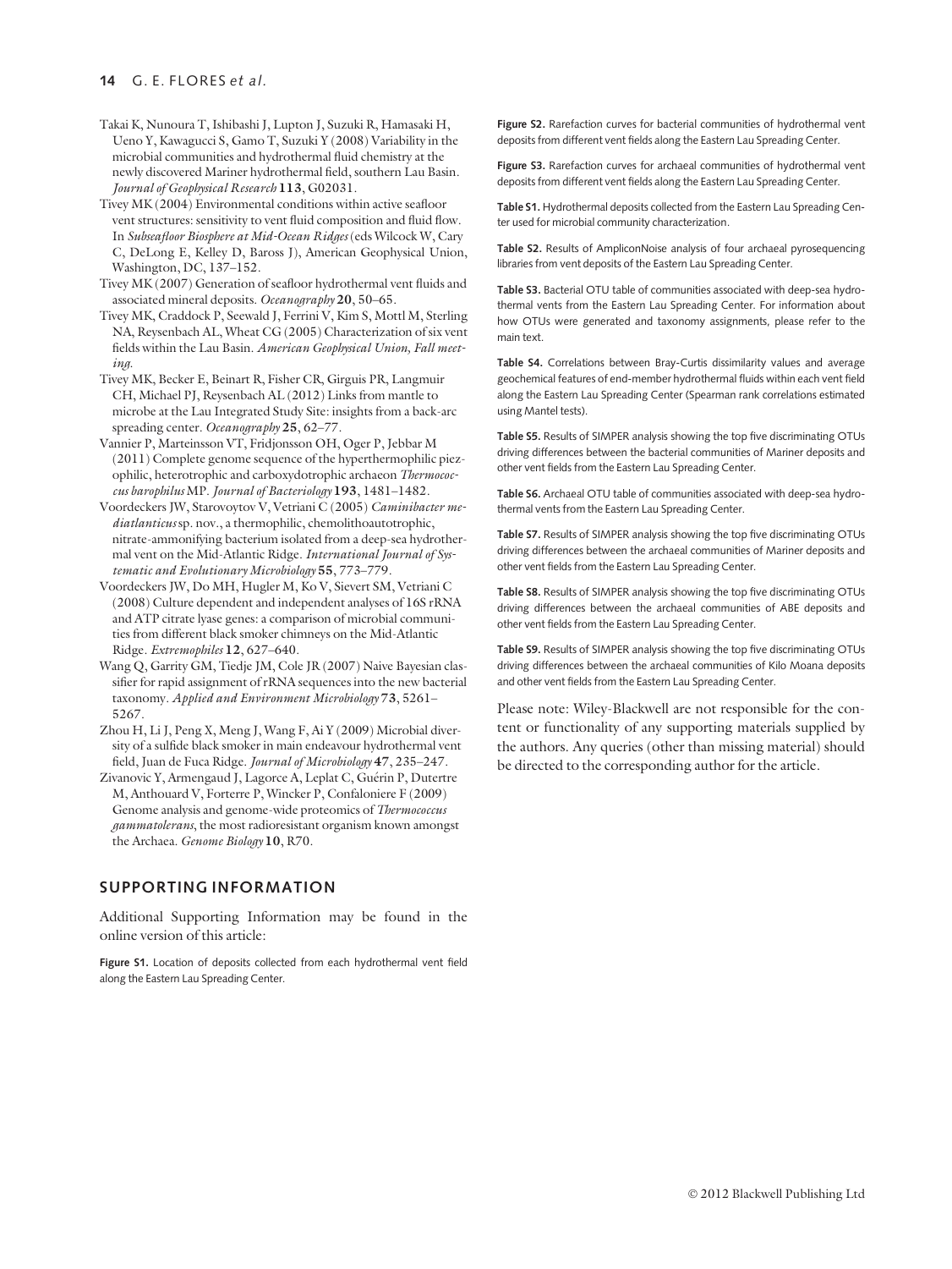Takai K, Nunoura T, Ishibashi J, Lupton J, Suzuki R, Hamasaki H, Ueno Y, Kawagucci S, Gamo T, Suzuki Y (2008) Variability in the microbial communities and hydrothermal fluid chemistry at the newly discovered Mariner hydrothermal field, southern Lau Basin. *Journal of Geophysical Research* **113**, G02031.

Tivey MK (2004) Environmental conditions within active seafloor vent structures: sensitivity to vent fluid composition and fluid flow. In *Subseafloor Biosphere at Mid-Ocean Ridges* (eds Wilcock W, Cary C, DeLong E, Kelley D, Baross J), American Geophysical Union, Washington, DC, 137–152.

Tivey MK (2007) Generation of seafloor hydrothermal vent fluids and associated mineral deposits. *Oceanography* **20**, 50–65.

Tivey MK, Craddock P, Seewald J, Ferrini V, Kim S, Mottl M, Sterling NA, Reysenbach AL, Wheat CG (2005) Characterization of six vent fields within the Lau Basin. *American Geophysical Union, Fall meeting*.

Tivey MK, Becker E, Beinart R, Fisher CR, Girguis PR, Langmuir CH, Michael PJ, Reysenbach AL (2012) Links from mantle to microbe at the Lau Integrated Study Site: insights from a back-arc spreading center. *Oceanography* **25**, 62–77.

Vannier P, Marteinsson VT, Fridjonsson OH, Oger P, Jebbar M (2011) Complete genome sequence of the hyperthermophilic piezophilic, heterotrophic and carboxydotrophic archaeon *Thermococcus barophilus* MP. *Journal of Bacteriology* **193**, 1481–1482.

Voordeckers JW, Starovoytov V, Vetriani C (2005) *Caminibacter mediatlanticus* sp. nov., a thermophilic, chemolithoautotrophic, nitrate-ammonifying bacterium isolated from a deep-sea hydrothermal vent on the Mid-Atlantic Ridge. *International Journal of Systematic and Evolutionary Microbiology* **55**, 773–779.

Voordeckers JW, Do MH, Hugler M, Ko V, Sievert SM, Vetriani C (2008) Culture dependent and independent analyses of 16S rRNA and ATP citrate lyase genes: a comparison of microbial communities from different black smoker chimneys on the Mid-Atlantic Ridge. *Extremophiles* **12**, 627–640.

Wang Q, Garrity GM, Tiedje JM, Cole JR (2007) Naive Bayesian classifier for rapid assignment of rRNA sequences into the new bacterial taxonomy. *Applied and Environment Microbiology* **73**, 5261–5267.

Zhou H, Li J, Peng X, Meng J, Wang F, Ai Y (2009) Microbial diversity of a sulfide black smoker in main endeavour hydrothermal vent field, Juan de Fuca Ridge. *Journal of Microbiology* **47**, 235–247.

Zivanovic Y, Armengaud J, Lagorce A, Leplat C, Guérin P, Dutertre M, Anthouard V, Forterre P, Wincker P, Confaloniere F (2009) Genome analysis and genome-wide proteomics of *Thermococcus gammatolerans*, the most radioresistant organism known amongst the Archaea. *Genome Biology* **10**, R70.

## SUPPORTING INFORMATION

Additional Supporting Information may be found in the online version of this article:

**Figure S1.** Location of deposits collected from each hydrothermal vent field along the Eastern Lau Spreading Center.

**Figure S2.** Rarefaction curves for bacterial communities of hydrothermal vent deposits from different vent fields along the Eastern Lau Spreading Center.

**Figure S3.** Rarefaction curves for archaeal communities of hydrothermal vent deposits from different vent fields along the Eastern Lau Spreading Center.

**Table S1.** Hydrothermal deposits collected from the Eastern Lau Spreading Center used for microbial community characterization.

**Table S2.** Results of AmpliconNoise analysis of four archaeal pyrosequencing libraries from vent deposits of the Eastern Lau Spreading Center.

**Table S3.** Bacterial OTU table of communities associated with deep-sea hydrothermal vents from the Eastern Lau Spreading Center. For information about how OTUs were generated and taxonomy assignments, please refer to the main text.

**Table S4.** Correlations between Bray-Curtis dissimilarity values and average geochemical features of end-member hydrothermal fluids within each vent field along the Eastern Lau Spreading Center (Spearman rank correlations estimated using Mantel tests).

**Table S5.** Results of SIMPER analysis showing the top five discriminating OTUs driving differences between the bacterial communities of Mariner deposits and other vent fields from the Eastern Lau Spreading Center.

**Table S6.** Archaeal OTU table of communities associated with deep-sea hydrothermal vents from the Eastern Lau Spreading Center.

**Table S7.** Results of SIMPER analysis showing the top five discriminating OTUs driving differences between the archaeal communities of Mariner deposits and other vent fields from the Eastern Lau Spreading Center.

**Table S8.** Results of SIMPER analysis showing the top five discriminating OTUs driving differences between the archaeal communities of ABE deposits and other vent fields from the Eastern Lau Spreading Center.

**Table S9.** Results of SIMPER analysis showing the top five discriminating OTUs driving differences between the archaeal communities of Kilo Moana deposits and other vent fields from the Eastern Lau Spreading Center.

Please note: Wiley-Blackwell are not responsible for the content or functionality of any supporting materials supplied by the authors. Any queries (other than missing material) should be directed to the corresponding author for the article.